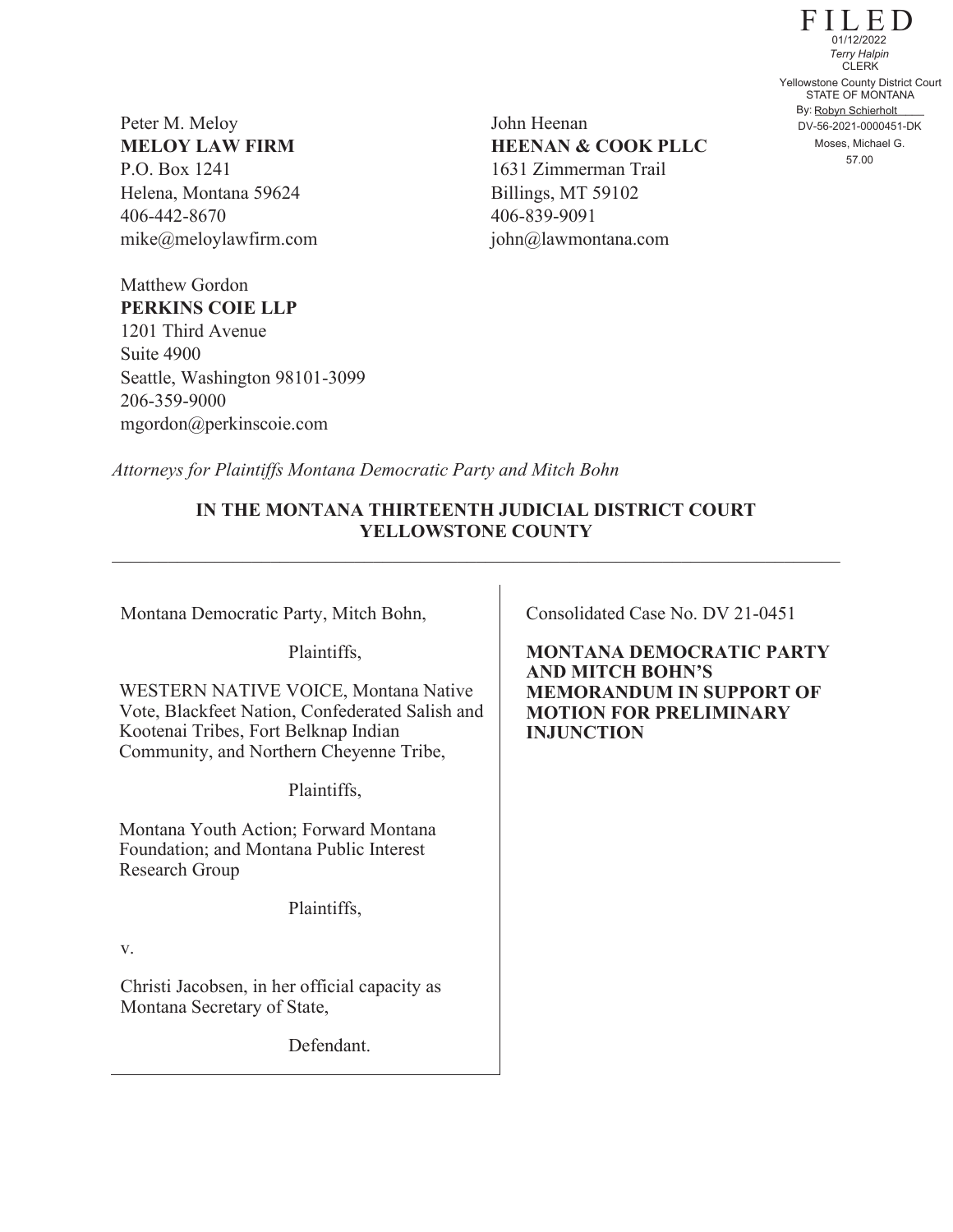FILED
01/12/2022
*Terry Halpin*
CLERK
Yellowstone County District Court
STATE OF MONTANA
By: Robyn Schierholt
DV-56-2021-0000451-DK
Moses, Michael G.
57.00

Peter M. Meloy
**MELOY LAW FIRM**
P.O. Box 1241
Helena, Montana 59624
406-442-8670
mike@meloylawfirm.com

John Heenan
**HEENAN & COOK PLLC**
1631 Zimmerman Trail
Billings, MT 59102
406-839-9091
john@lawmontana.com

Matthew Gordon
**PERKINS COIE LLP**
1201 Third Avenue
Suite 4900
Seattle, Washington 98101-3099
206-359-9000
mgordon@perkinscoie.com

*Attorneys for Plaintiffs Montana Democratic Party and Mitch Bohn*

**IN THE MONTANA THIRTEENTH JUDICIAL DISTRICT COURT**
**YELLOWSTONE COUNTY**

---

Montana Democratic Party, Mitch Bohn,

Plaintiffs,

WESTERN NATIVE VOICE, Montana Native Vote, Blackfeet Nation, Confederated Salish and Kootenai Tribes, Fort Belknap Indian Community, and Northern Cheyenne Tribe,

Plaintiffs,

Montana Youth Action; Forward Montana Foundation; and Montana Public Interest Research Group

Plaintiffs,

v.

Christi Jacobsen, in her official capacity as Montana Secretary of State,

Defendant.

Consolidated Case No. DV 21-0451

**MONTANA DEMOCRATIC PARTY AND MITCH BOHN'S MEMORANDUM IN SUPPORT OF MOTION FOR PRELIMINARY INJUNCTION**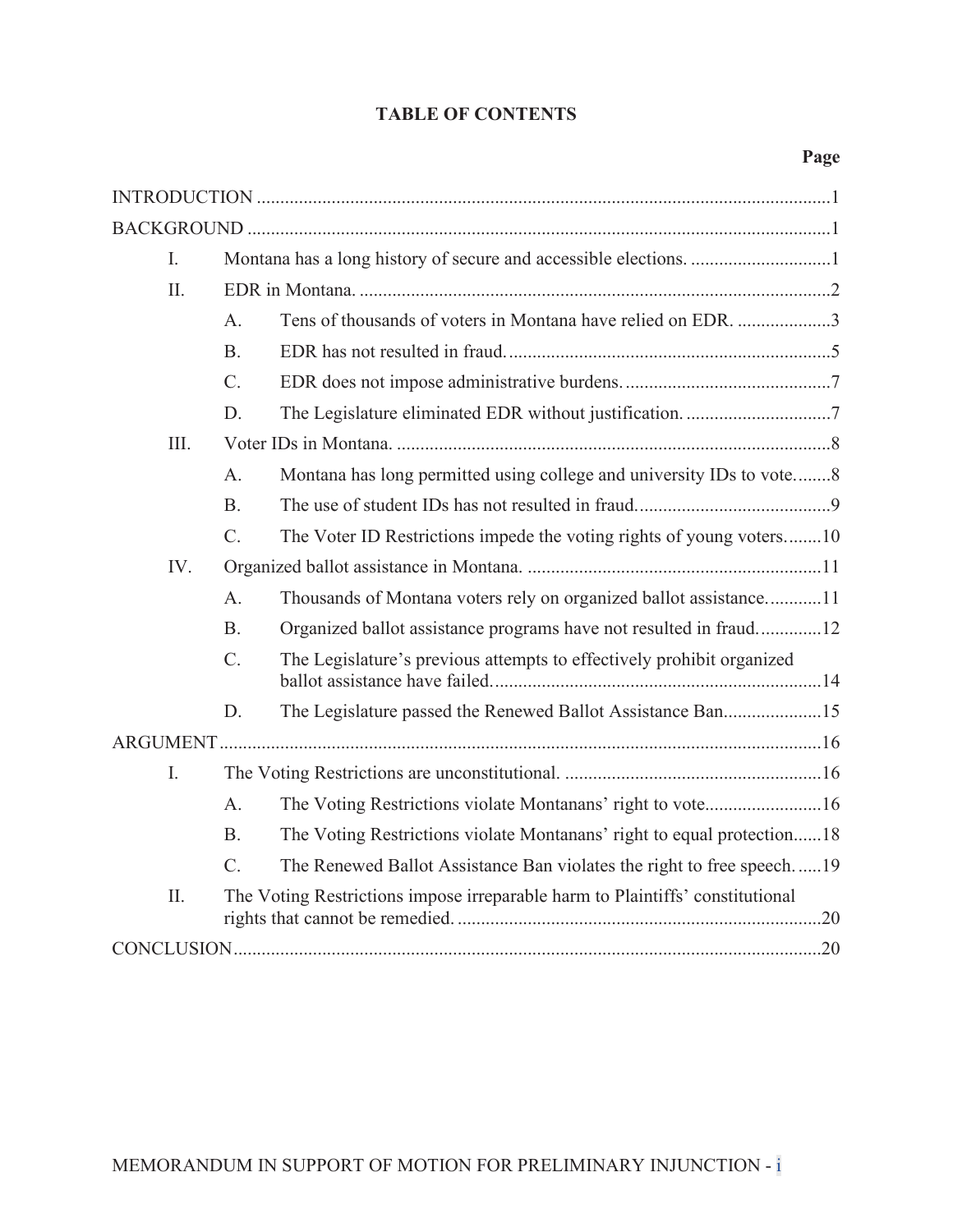## TABLE OF CONTENTS

| | Page |
|---|---|
| INTRODUCTION | 1 |
| BACKGROUND | 1 |
| I. Montana has a long history of secure and accessible elections. | 1 |
| II. EDR in Montana. | 2 |
| A. Tens of thousands of voters in Montana have relied on EDR. | 3 |
| B. EDR has not resulted in fraud. | 5 |
| C. EDR does not impose administrative burdens. | 7 |
| D. The Legislature eliminated EDR without justification. | 7 |
| III. Voter IDs in Montana. | 8 |
| A. Montana has long permitted using college and university IDs to vote. | 8 |
| B. The use of student IDs has not resulted in fraud. | 9 |
| C. The Voter ID Restrictions impede the voting rights of young voters. | 10 |
| IV. Organized ballot assistance in Montana. | 11 |
| A. Thousands of Montana voters rely on organized ballot assistance. | 11 |
| B. Organized ballot assistance programs have not resulted in fraud. | 12 |
| C. The Legislature's previous attempts to effectively prohibit organized ballot assistance have failed. | 14 |
| D. The Legislature passed the Renewed Ballot Assistance Ban. | 15 |
| ARGUMENT | 16 |
| I. The Voting Restrictions are unconstitutional. | 16 |
| A. The Voting Restrictions violate Montanans' right to vote. | 16 |
| B. The Voting Restrictions violate Montanans' right to equal protection. | 18 |
| C. The Renewed Ballot Assistance Ban violates the right to free speech. | 19 |
| II. The Voting Restrictions impose irreparable harm to Plaintiffs' constitutional rights that cannot be remedied. | 20 |
| CONCLUSION | 20 |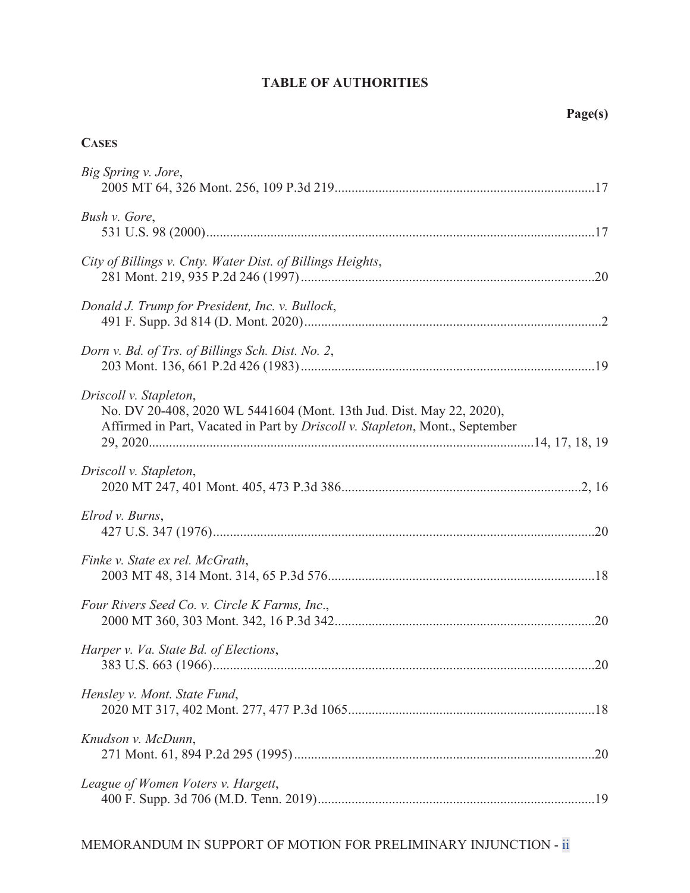## TABLE OF AUTHORITIES

**Page(s)**

**CASES**

*Big Spring v. Jore*,
2005 MT 64, 326 Mont. 256, 109 P.3d 219 ........................................................................... 17

*Bush v. Gore*,
531 U.S. 98 (2000) ................................................................................................................. 17

*City of Billings v. Cnty. Water Dist. of Billings Heights*,
281 Mont. 219, 935 P.2d 246 (1997) ..................................................................................... 20

*Donald J. Trump for President, Inc. v. Bullock*,
491 F. Supp. 3d 814 (D. Mont. 2020) ....................................................................................... 2

*Dorn v. Bd. of Trs. of Billings Sch. Dist. No. 2*,
203 Mont. 136, 661 P.2d 426 (1983) ..................................................................................... 19

*Driscoll v. Stapleton*,
No. DV 20-408, 2020 WL 5441604 (Mont. 13th Jud. Dist. May 22, 2020),
Affirmed in Part, Vacated in Part by *Driscoll v. Stapleton*, Mont., September
29, 2020 ...................................................................................................................... 14, 17, 18, 19

*Driscoll v. Stapleton*,
2020 MT 247, 401 Mont. 405, 473 P.3d 386 ...................................................................... 2, 16

*Elrod v. Burns*,
427 U.S. 347 (1976) ............................................................................................................... 20

*Finke v. State ex rel. McGrath*,
2003 MT 48, 314 Mont. 314, 65 P.3d 576 ............................................................................. 18

*Four Rivers Seed Co. v. Circle K Farms, Inc.*,
2000 MT 360, 303 Mont. 342, 16 P.3d 342 ........................................................................... 20

*Harper v. Va. State Bd. of Elections*,
383 U.S. 663 (1966) ............................................................................................................... 20

*Hensley v. Mont. State Fund*,
2020 MT 317, 402 Mont. 277, 477 P.3d 1065 ....................................................................... 18

*Knudson v. McDunn*,
271 Mont. 61, 894 P.2d 295 (1995) ....................................................................................... 20

*League of Women Voters v. Hargett*,
400 F. Supp. 3d 706 (M.D. Tenn. 2019) ................................................................................ 19

MEMORANDUM IN SUPPORT OF MOTION FOR PRELIMINARY INJUNCTION - ii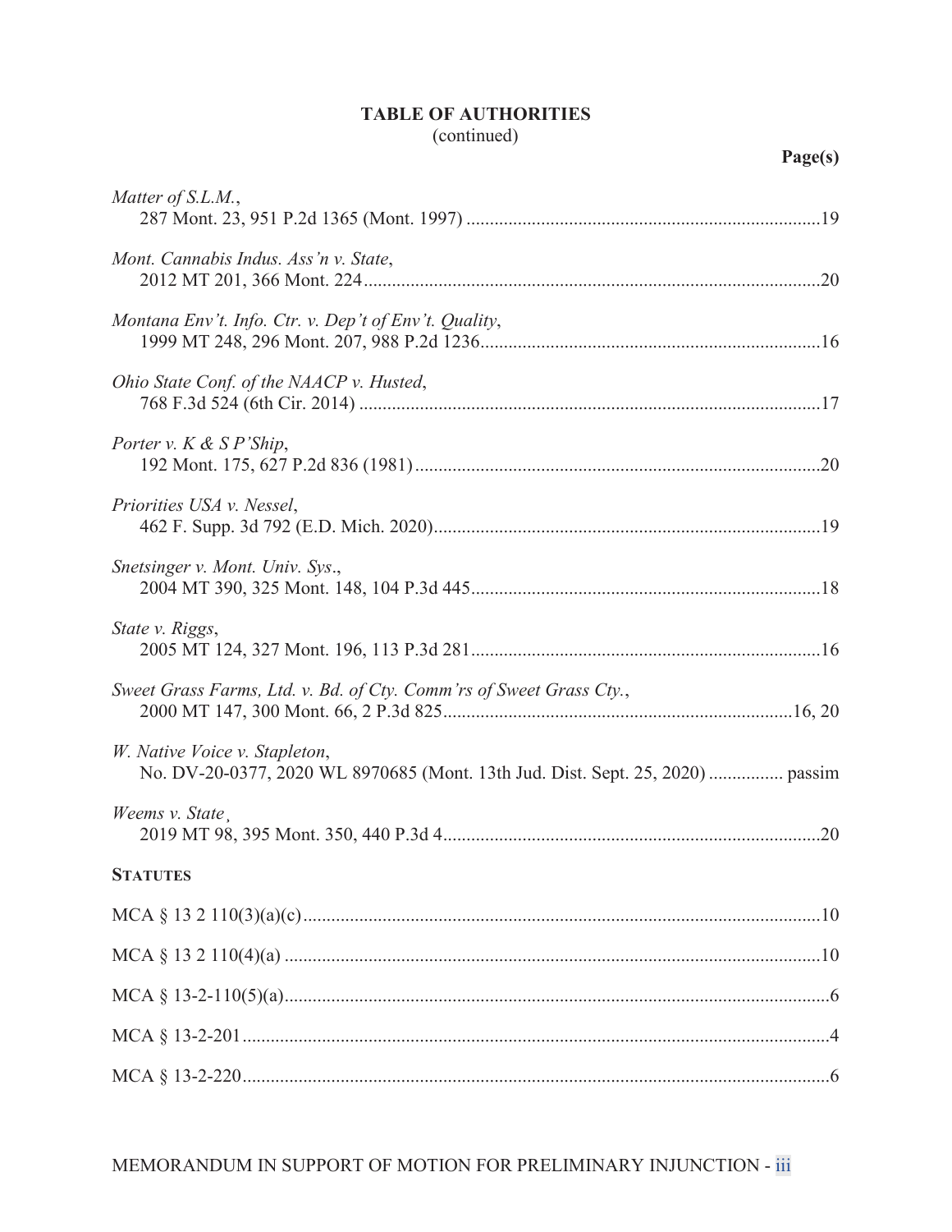**TABLE OF AUTHORITIES**
(continued)

**Page(s)**

*Matter of S.L.M.*,
287 Mont. 23, 951 P.2d 1365 (Mont. 1997) ........................................................................19

*Mont. Cannabis Indus. Ass'n v. State*,
2012 MT 201, 366 Mont. 224...............................................................................................20

*Montana Env't. Info. Ctr. v. Dep't of Env't. Quality*,
1999 MT 248, 296 Mont. 207, 988 P.2d 1236.......................................................................16

*Ohio State Conf. of the NAACP v. Husted*,
768 F.3d 524 (6th Cir. 2014) ................................................................................................17

*Porter v. K & S P'Ship*,
192 Mont. 175, 627 P.2d 836 (1981).....................................................................................20

*Priorities USA v. Nessel*,
462 F. Supp. 3d 792 (E.D. Mich. 2020)..................................................................................19

*Snetsinger v. Mont. Univ. Sys.*,
2004 MT 390, 325 Mont. 148, 104 P.3d 445.........................................................................18

*State v. Riggs*,
2005 MT 124, 327 Mont. 196, 113 P.3d 281.........................................................................16

*Sweet Grass Farms, Ltd. v. Bd. of Cty. Comm'rs of Sweet Grass Cty.*,
2000 MT 147, 300 Mont. 66, 2 P.3d 825..........................................................................16, 20

*W. Native Voice v. Stapleton*,
No. DV-20-0377, 2020 WL 8970685 (Mont. 13th Jud. Dist. Sept. 25, 2020) ................ passim

*Weems v. State*¸
2019 MT 98, 395 Mont. 350, 440 P.3d 4................................................................................20

**STATUTES**

MCA § 13 2 110(3)(a)(c)..............................................................................................................10

MCA § 13 2 110(4)(a) ..................................................................................................................10

MCA § 13-2-110(5)(a)....................................................................................................................6

MCA § 13-2-201.............................................................................................................................4

MCA § 13-2-220.............................................................................................................................6

MEMORANDUM IN SUPPORT OF MOTION FOR PRELIMINARY INJUNCTION - iii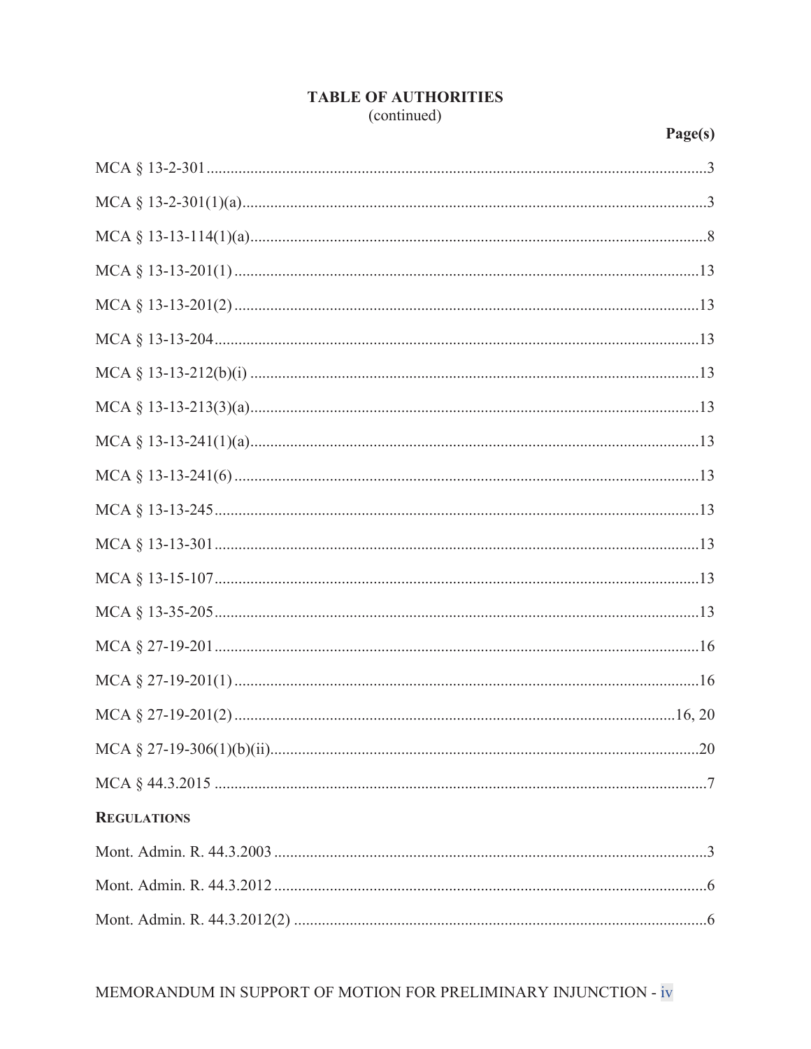## TABLE OF AUTHORITIES
(continued)

| | Page(s) |
|---|---|
| MCA § 13-2-301 | 3 |
| MCA § 13-2-301(1)(a) | 3 |
| MCA § 13-13-114(1)(a) | 8 |
| MCA § 13-13-201(1) | 13 |
| MCA § 13-13-201(2) | 13 |
| MCA § 13-13-204 | 13 |
| MCA § 13-13-212(b)(i) | 13 |
| MCA § 13-13-213(3)(a) | 13 |
| MCA § 13-13-241(1)(a) | 13 |
| MCA § 13-13-241(6) | 13 |
| MCA § 13-13-245 | 13 |
| MCA § 13-13-301 | 13 |
| MCA § 13-15-107 | 13 |
| MCA § 13-35-205 | 13 |
| MCA § 27-19-201 | 16 |
| MCA § 27-19-201(1) | 16 |
| MCA § 27-19-201(2) | 16, 20 |
| MCA § 27-19-306(1)(b)(ii) | 20 |
| MCA § 44.3.2015 | 7 |
| **REGULATIONS** | |
| Mont. Admin. R. 44.3.2003 | 3 |
| Mont. Admin. R. 44.3.2012 | 6 |
| Mont. Admin. R. 44.3.2012(2) | 6 |

MEMORANDUM IN SUPPORT OF MOTION FOR PRELIMINARY INJUNCTION - iv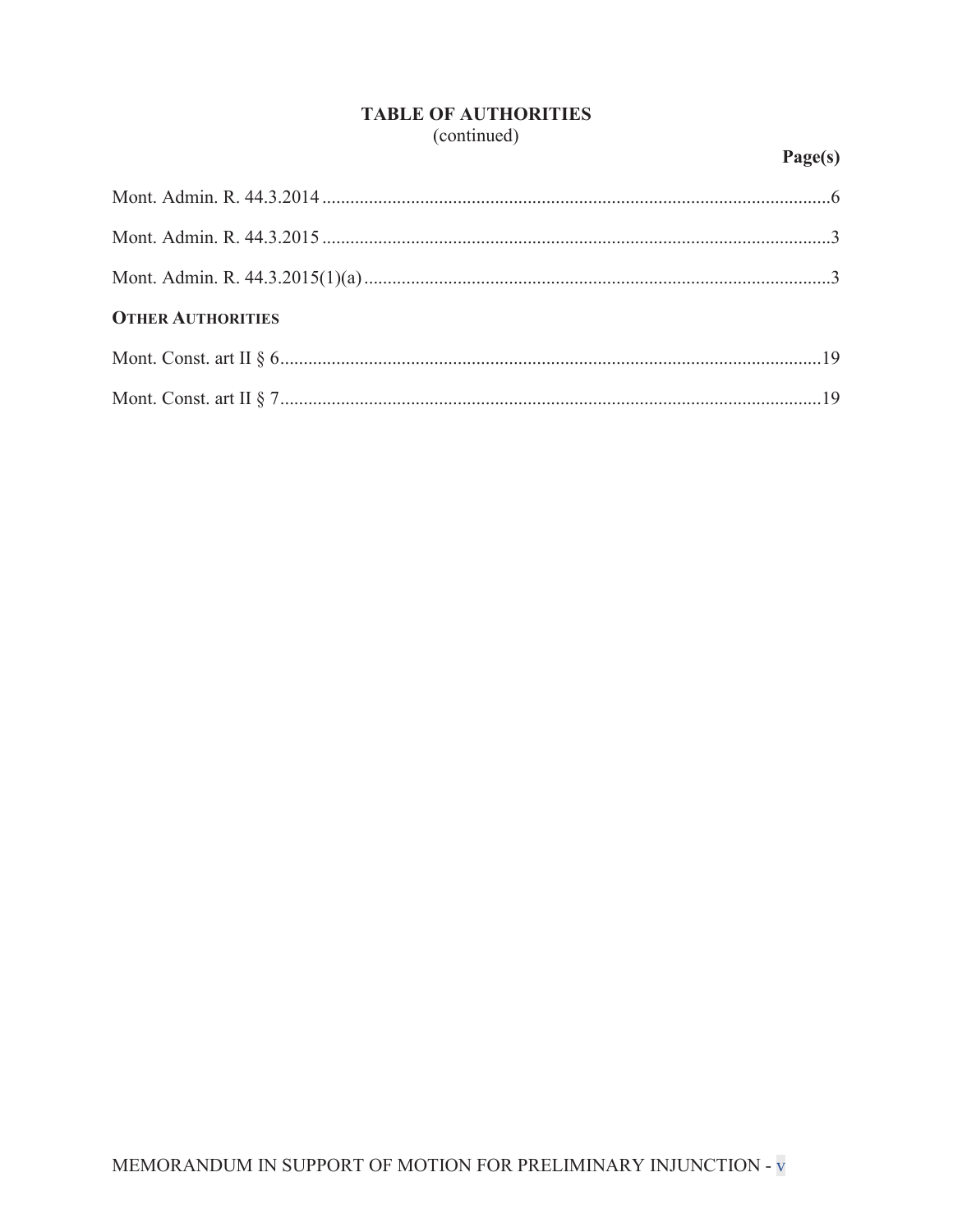## TABLE OF AUTHORITIES
(continued)

| | Page(s) |
|---|---|
| Mont. Admin. R. 44.3.2014 | 6 |
| Mont. Admin. R. 44.3.2015 | 3 |
| Mont. Admin. R. 44.3.2015(1)(a) | 3 |
| **OTHER AUTHORITIES** | |
| Mont. Const. art II § 6 | 19 |
| Mont. Const. art II § 7 | 19 |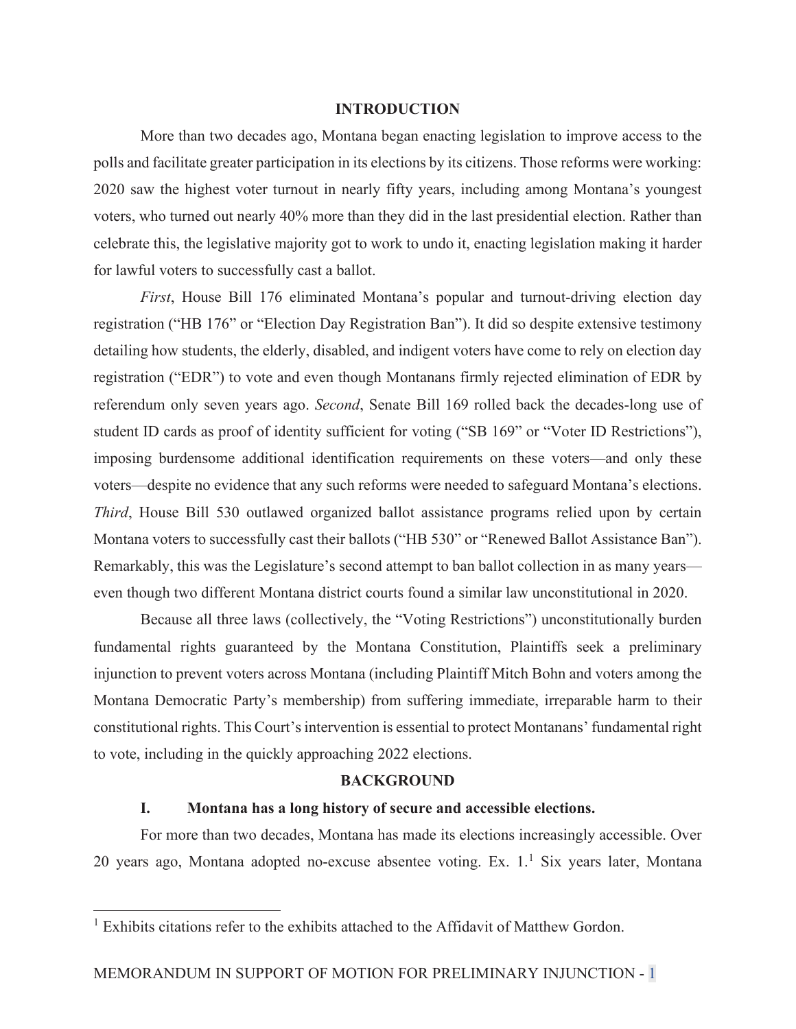## INTRODUCTION

More than two decades ago, Montana began enacting legislation to improve access to the polls and facilitate greater participation in its elections by its citizens. Those reforms were working: 2020 saw the highest voter turnout in nearly fifty years, including among Montana's youngest voters, who turned out nearly 40% more than they did in the last presidential election. Rather than celebrate this, the legislative majority got to work to undo it, enacting legislation making it harder for lawful voters to successfully cast a ballot.

*First*, House Bill 176 eliminated Montana's popular and turnout-driving election day registration ("HB 176" or "Election Day Registration Ban"). It did so despite extensive testimony detailing how students, the elderly, disabled, and indigent voters have come to rely on election day registration ("EDR") to vote and even though Montanans firmly rejected elimination of EDR by referendum only seven years ago. *Second*, Senate Bill 169 rolled back the decades-long use of student ID cards as proof of identity sufficient for voting ("SB 169" or "Voter ID Restrictions"), imposing burdensome additional identification requirements on these voters—and only these voters—despite no evidence that any such reforms were needed to safeguard Montana's elections. *Third*, House Bill 530 outlawed organized ballot assistance programs relied upon by certain Montana voters to successfully cast their ballots ("HB 530" or "Renewed Ballot Assistance Ban"). Remarkably, this was the Legislature's second attempt to ban ballot collection in as many years—even though two different Montana district courts found a similar law unconstitutional in 2020.

Because all three laws (collectively, the "Voting Restrictions") unconstitutionally burden fundamental rights guaranteed by the Montana Constitution, Plaintiffs seek a preliminary injunction to prevent voters across Montana (including Plaintiff Mitch Bohn and voters among the Montana Democratic Party's membership) from suffering immediate, irreparable harm to their constitutional rights. This Court's intervention is essential to protect Montanans' fundamental right to vote, including in the quickly approaching 2022 elections.

## BACKGROUND

### I. Montana has a long history of secure and accessible elections.

For more than two decades, Montana has made its elections increasingly accessible. Over 20 years ago, Montana adopted no-excuse absentee voting. Ex. 1.[1] Six years later, Montana

[1] Exhibits citations refer to the exhibits attached to the Affidavit of Matthew Gordon.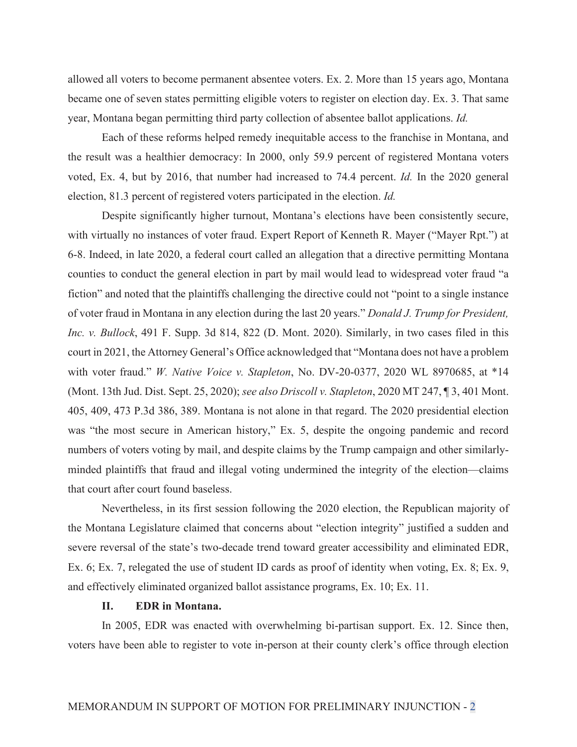allowed all voters to become permanent absentee voters. Ex. 2. More than 15 years ago, Montana became one of seven states permitting eligible voters to register on election day. Ex. 3. That same year, Montana began permitting third party collection of absentee ballot applications. *Id.*

Each of these reforms helped remedy inequitable access to the franchise in Montana, and the result was a healthier democracy: In 2000, only 59.9 percent of registered Montana voters voted, Ex. 4, but by 2016, that number had increased to 74.4 percent. *Id.* In the 2020 general election, 81.3 percent of registered voters participated in the election. *Id.*

Despite significantly higher turnout, Montana's elections have been consistently secure, with virtually no instances of voter fraud. Expert Report of Kenneth R. Mayer ("Mayer Rpt.") at 6-8. Indeed, in late 2020, a federal court called an allegation that a directive permitting Montana counties to conduct the general election in part by mail would lead to widespread voter fraud "a fiction" and noted that the plaintiffs challenging the directive could not "point to a single instance of voter fraud in Montana in any election during the last 20 years." *Donald J. Trump for President, Inc. v. Bullock*, 491 F. Supp. 3d 814, 822 (D. Mont. 2020). Similarly, in two cases filed in this court in 2021, the Attorney General's Office acknowledged that "Montana does not have a problem with voter fraud." *W. Native Voice v. Stapleton*, No. DV-20-0377, 2020 WL 8970685, at *14 (Mont. 13th Jud. Dist. Sept. 25, 2020); *see also Driscoll v. Stapleton*, 2020 MT 247, ¶ 3, 401 Mont. 405, 409, 473 P.3d 386, 389. Montana is not alone in that regard. The 2020 presidential election was "the most secure in American history," Ex. 5, despite the ongoing pandemic and record numbers of voters voting by mail, and despite claims by the Trump campaign and other similarly-minded plaintiffs that fraud and illegal voting undermined the integrity of the election—claims that court after court found baseless.

Nevertheless, in its first session following the 2020 election, the Republican majority of the Montana Legislature claimed that concerns about "election integrity" justified a sudden and severe reversal of the state's two-decade trend toward greater accessibility and eliminated EDR, Ex. 6; Ex. 7, relegated the use of student ID cards as proof of identity when voting, Ex. 8; Ex. 9, and effectively eliminated organized ballot assistance programs, Ex. 10; Ex. 11.

## II. EDR in Montana.

In 2005, EDR was enacted with overwhelming bi-partisan support. Ex. 12. Since then, voters have been able to register to vote in-person at their county clerk's office through election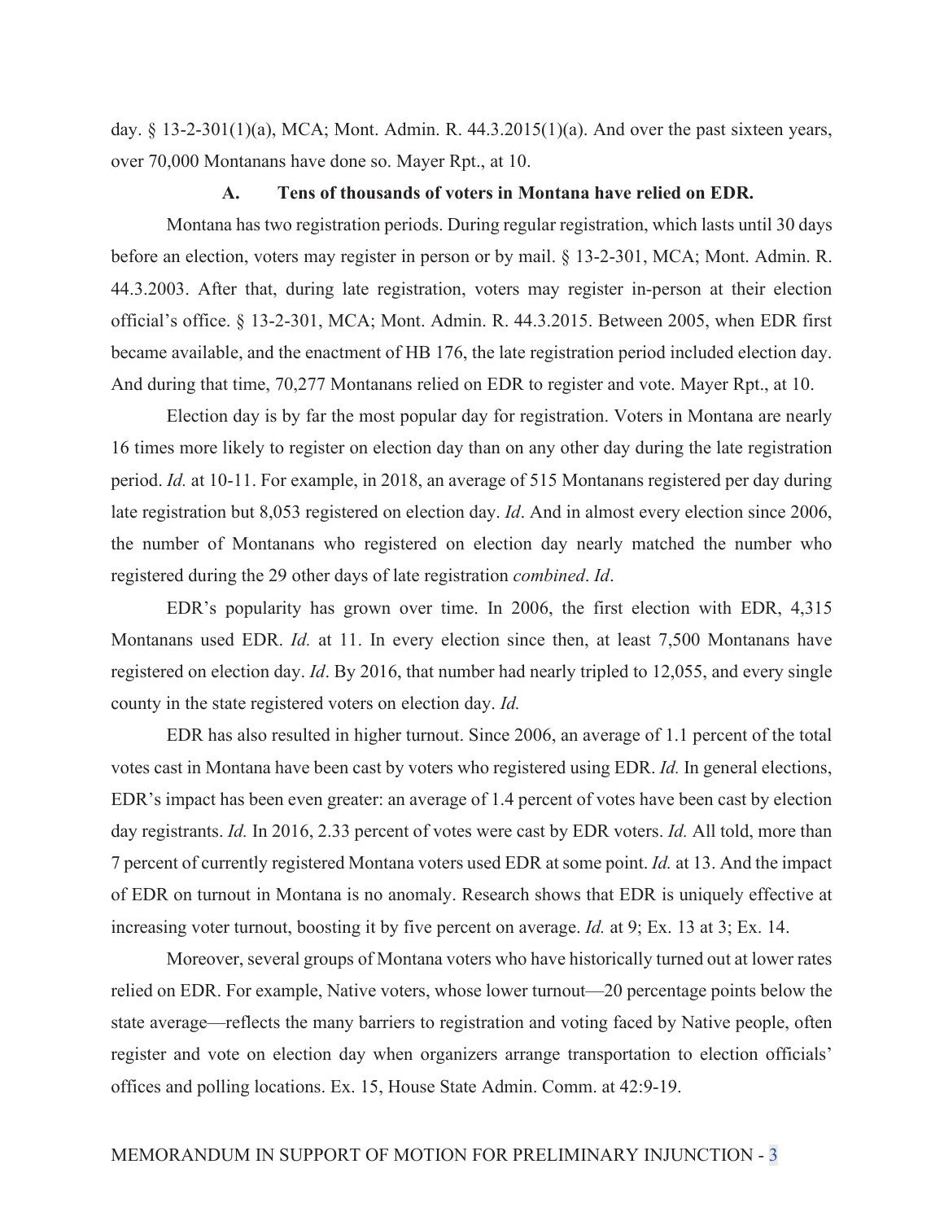day. § 13-2-301(1)(a), MCA; Mont. Admin. R. 44.3.2015(1)(a). And over the past sixteen years, over 70,000 Montanans have done so. Mayer Rpt., at 10.

### A. Tens of thousands of voters in Montana have relied on EDR.

Montana has two registration periods. During regular registration, which lasts until 30 days before an election, voters may register in person or by mail. § 13-2-301, MCA; Mont. Admin. R. 44.3.2003. After that, during late registration, voters may register in-person at their election official's office. § 13-2-301, MCA; Mont. Admin. R. 44.3.2015. Between 2005, when EDR first became available, and the enactment of HB 176, the late registration period included election day. And during that time, 70,277 Montanans relied on EDR to register and vote. Mayer Rpt., at 10.

Election day is by far the most popular day for registration. Voters in Montana are nearly 16 times more likely to register on election day than on any other day during the late registration period. *Id.* at 10-11. For example, in 2018, an average of 515 Montanans registered per day during late registration but 8,053 registered on election day. *Id*. And in almost every election since 2006, the number of Montanans who registered on election day nearly matched the number who registered during the 29 other days of late registration *combined*. *Id*.

EDR's popularity has grown over time. In 2006, the first election with EDR, 4,315 Montanans used EDR. *Id.* at 11. In every election since then, at least 7,500 Montanans have registered on election day. *Id*. By 2016, that number had nearly tripled to 12,055, and every single county in the state registered voters on election day. *Id.*

EDR has also resulted in higher turnout. Since 2006, an average of 1.1 percent of the total votes cast in Montana have been cast by voters who registered using EDR. *Id.* In general elections, EDR's impact has been even greater: an average of 1.4 percent of votes have been cast by election day registrants. *Id.* In 2016, 2.33 percent of votes were cast by EDR voters. *Id.* All told, more than 7 percent of currently registered Montana voters used EDR at some point. *Id.* at 13. And the impact of EDR on turnout in Montana is no anomaly. Research shows that EDR is uniquely effective at increasing voter turnout, boosting it by five percent on average. *Id.* at 9; Ex. 13 at 3; Ex. 14.

Moreover, several groups of Montana voters who have historically turned out at lower rates relied on EDR. For example, Native voters, whose lower turnout—20 percentage points below the state average—reflects the many barriers to registration and voting faced by Native people, often register and vote on election day when organizers arrange transportation to election officials' offices and polling locations. Ex. 15, House State Admin. Comm. at 42:9-19.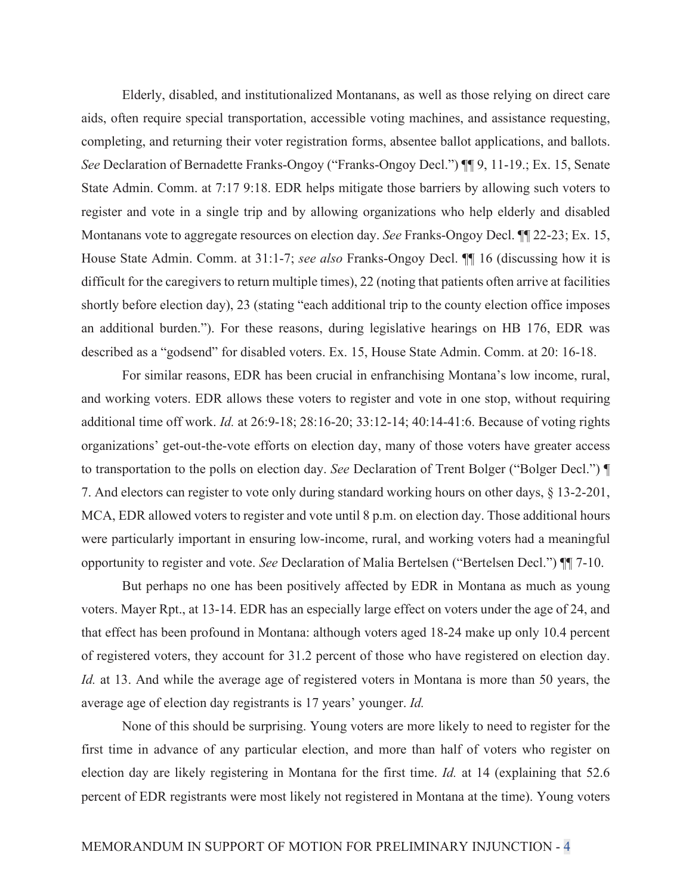Elderly, disabled, and institutionalized Montanans, as well as those relying on direct care aids, often require special transportation, accessible voting machines, and assistance requesting, completing, and returning their voter registration forms, absentee ballot applications, and ballots. *See* Declaration of Bernadette Franks-Ongoy ("Franks-Ongoy Decl.") ¶¶ 9, 11-19.; Ex. 15, Senate State Admin. Comm. at 7:17 9:18. EDR helps mitigate those barriers by allowing such voters to register and vote in a single trip and by allowing organizations who help elderly and disabled Montanans vote to aggregate resources on election day. *See* Franks-Ongoy Decl. ¶¶ 22-23; Ex. 15, House State Admin. Comm. at 31:1-7; *see also* Franks-Ongoy Decl. ¶¶ 16 (discussing how it is difficult for the caregivers to return multiple times), 22 (noting that patients often arrive at facilities shortly before election day), 23 (stating "each additional trip to the county election office imposes an additional burden."). For these reasons, during legislative hearings on HB 176, EDR was described as a "godsend" for disabled voters. Ex. 15, House State Admin. Comm. at 20: 16-18.

For similar reasons, EDR has been crucial in enfranchising Montana's low income, rural, and working voters. EDR allows these voters to register and vote in one stop, without requiring additional time off work. *Id.* at 26:9-18; 28:16-20; 33:12-14; 40:14-41:6. Because of voting rights organizations' get-out-the-vote efforts on election day, many of those voters have greater access to transportation to the polls on election day. *See* Declaration of Trent Bolger ("Bolger Decl.") ¶ 7. And electors can register to vote only during standard working hours on other days, § 13-2-201, MCA, EDR allowed voters to register and vote until 8 p.m. on election day. Those additional hours were particularly important in ensuring low-income, rural, and working voters had a meaningful opportunity to register and vote. *See* Declaration of Malia Bertelsen ("Bertelsen Decl.") ¶¶ 7-10.

But perhaps no one has been positively affected by EDR in Montana as much as young voters. Mayer Rpt., at 13-14. EDR has an especially large effect on voters under the age of 24, and that effect has been profound in Montana: although voters aged 18-24 make up only 10.4 percent of registered voters, they account for 31.2 percent of those who have registered on election day. *Id.* at 13. And while the average age of registered voters in Montana is more than 50 years, the average age of election day registrants is 17 years' younger. *Id.*

None of this should be surprising. Young voters are more likely to need to register for the first time in advance of any particular election, and more than half of voters who register on election day are likely registering in Montana for the first time. *Id.* at 14 (explaining that 52.6 percent of EDR registrants were most likely not registered in Montana at the time). Young voters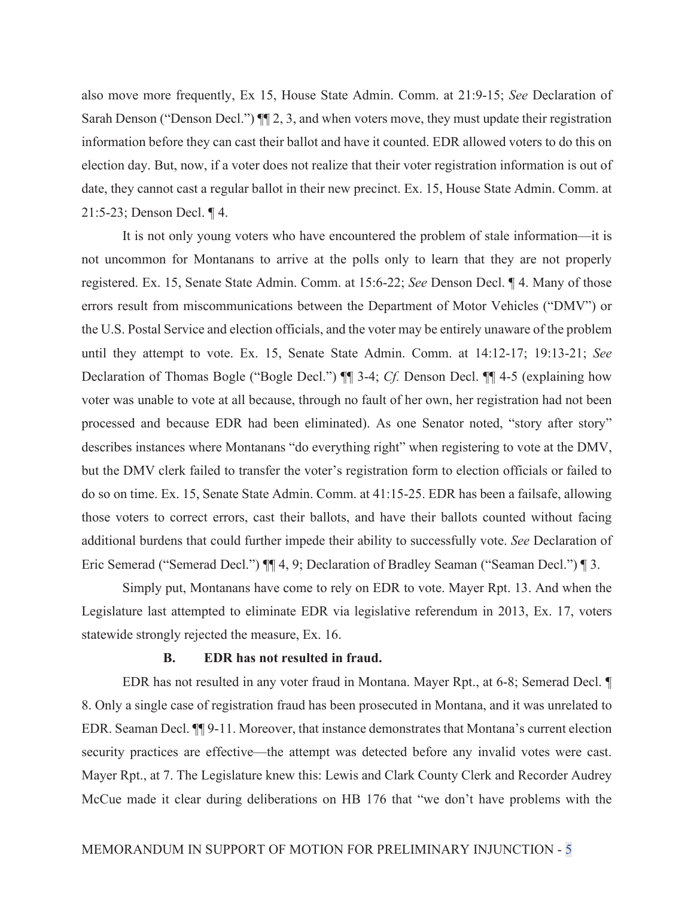also move more frequently, Ex 15, House State Admin. Comm. at 21:9-15; *See* Declaration of Sarah Denson ("Denson Decl.") ¶¶ 2, 3, and when voters move, they must update their registration information before they can cast their ballot and have it counted. EDR allowed voters to do this on election day. But, now, if a voter does not realize that their voter registration information is out of date, they cannot cast a regular ballot in their new precinct. Ex. 15, House State Admin. Comm. at 21:5-23; Denson Decl. ¶ 4.

It is not only young voters who have encountered the problem of stale information—it is not uncommon for Montanans to arrive at the polls only to learn that they are not properly registered. Ex. 15, Senate State Admin. Comm. at 15:6-22; *See* Denson Decl. ¶ 4. Many of those errors result from miscommunications between the Department of Motor Vehicles ("DMV") or the U.S. Postal Service and election officials, and the voter may be entirely unaware of the problem until they attempt to vote. Ex. 15, Senate State Admin. Comm. at 14:12-17; 19:13-21; *See* Declaration of Thomas Bogle ("Bogle Decl.") ¶¶ 3-4; *Cf.* Denson Decl. ¶¶ 4-5 (explaining how voter was unable to vote at all because, through no fault of her own, her registration had not been processed and because EDR had been eliminated). As one Senator noted, "story after story" describes instances where Montanans "do everything right" when registering to vote at the DMV, but the DMV clerk failed to transfer the voter's registration form to election officials or failed to do so on time. Ex. 15, Senate State Admin. Comm. at 41:15-25. EDR has been a failsafe, allowing those voters to correct errors, cast their ballots, and have their ballots counted without facing additional burdens that could further impede their ability to successfully vote. *See* Declaration of Eric Semerad ("Semerad Decl.") ¶¶ 4, 9; Declaration of Bradley Seaman ("Seaman Decl.") ¶ 3.

Simply put, Montanans have come to rely on EDR to vote. Mayer Rpt. 13. And when the Legislature last attempted to eliminate EDR via legislative referendum in 2013, Ex. 17, voters statewide strongly rejected the measure, Ex. 16.

### B. EDR has not resulted in fraud.

EDR has not resulted in any voter fraud in Montana. Mayer Rpt., at 6-8; Semerad Decl. ¶ 8. Only a single case of registration fraud has been prosecuted in Montana, and it was unrelated to EDR. Seaman Decl. ¶¶ 9-11. Moreover, that instance demonstrates that Montana's current election security practices are effective—the attempt was detected before any invalid votes were cast. Mayer Rpt., at 7. The Legislature knew this: Lewis and Clark County Clerk and Recorder Audrey McCue made it clear during deliberations on HB 176 that "we don't have problems with the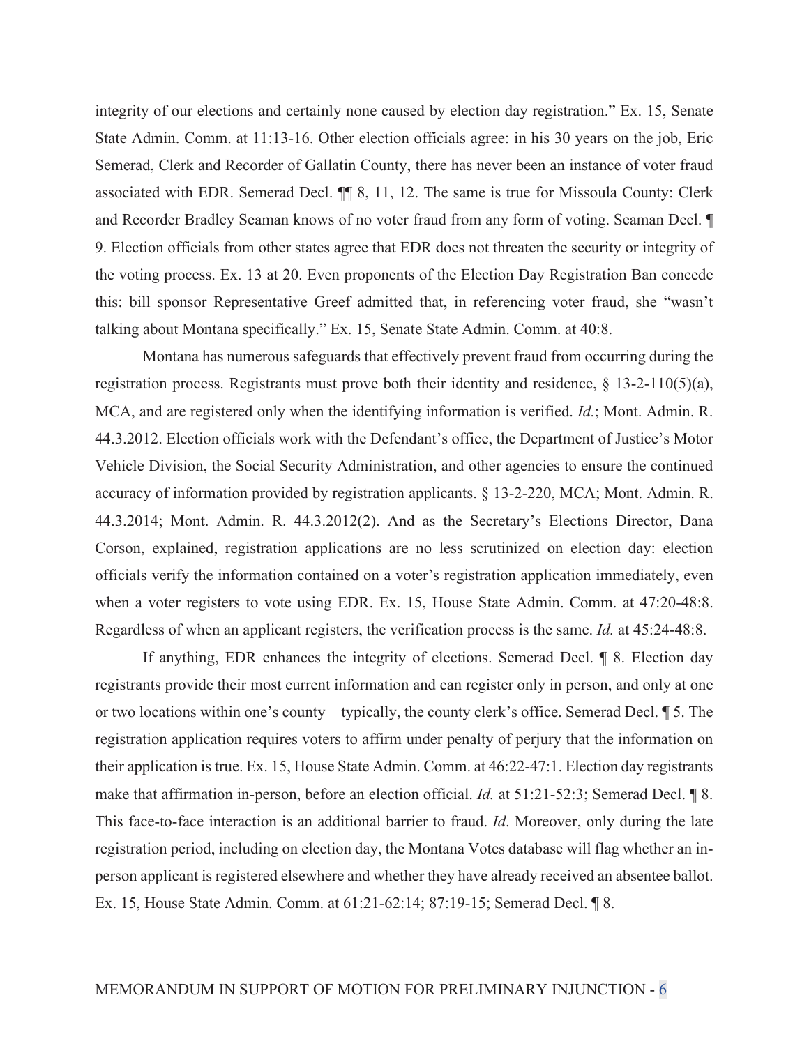integrity of our elections and certainly none caused by election day registration." Ex. 15, Senate State Admin. Comm. at 11:13-16. Other election officials agree: in his 30 years on the job, Eric Semerad, Clerk and Recorder of Gallatin County, there has never been an instance of voter fraud associated with EDR. Semerad Decl. ¶¶ 8, 11, 12. The same is true for Missoula County: Clerk and Recorder Bradley Seaman knows of no voter fraud from any form of voting. Seaman Decl. ¶ 9. Election officials from other states agree that EDR does not threaten the security or integrity of the voting process. Ex. 13 at 20. Even proponents of the Election Day Registration Ban concede this: bill sponsor Representative Greef admitted that, in referencing voter fraud, she "wasn't talking about Montana specifically." Ex. 15, Senate State Admin. Comm. at 40:8.

Montana has numerous safeguards that effectively prevent fraud from occurring during the registration process. Registrants must prove both their identity and residence, § 13-2-110(5)(a), MCA, and are registered only when the identifying information is verified. *Id.*; Mont. Admin. R. 44.3.2012. Election officials work with the Defendant's office, the Department of Justice's Motor Vehicle Division, the Social Security Administration, and other agencies to ensure the continued accuracy of information provided by registration applicants. § 13-2-220, MCA; Mont. Admin. R. 44.3.2014; Mont. Admin. R. 44.3.2012(2). And as the Secretary's Elections Director, Dana Corson, explained, registration applications are no less scrutinized on election day: election officials verify the information contained on a voter's registration application immediately, even when a voter registers to vote using EDR. Ex. 15, House State Admin. Comm. at 47:20-48:8. Regardless of when an applicant registers, the verification process is the same. *Id.* at 45:24-48:8.

If anything, EDR enhances the integrity of elections. Semerad Decl. ¶ 8. Election day registrants provide their most current information and can register only in person, and only at one or two locations within one's county—typically, the county clerk's office. Semerad Decl. ¶ 5. The registration application requires voters to affirm under penalty of perjury that the information on their application is true. Ex. 15, House State Admin. Comm. at 46:22-47:1. Election day registrants make that affirmation in-person, before an election official. *Id.* at 51:21-52:3; Semerad Decl. ¶ 8. This face-to-face interaction is an additional barrier to fraud. *Id*. Moreover, only during the late registration period, including on election day, the Montana Votes database will flag whether an in-person applicant is registered elsewhere and whether they have already received an absentee ballot. Ex. 15, House State Admin. Comm. at 61:21-62:14; 87:19-15; Semerad Decl. ¶ 8.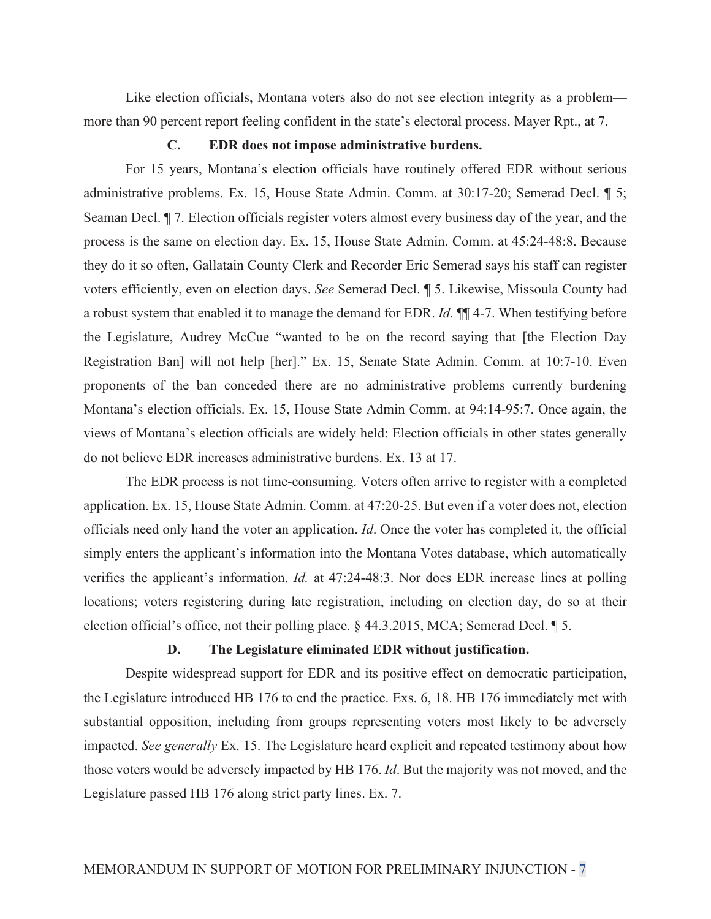Like election officials, Montana voters also do not see election integrity as a problem—more than 90 percent report feeling confident in the state's electoral process. Mayer Rpt., at 7.

### C. EDR does not impose administrative burdens.

For 15 years, Montana's election officials have routinely offered EDR without serious administrative problems. Ex. 15, House State Admin. Comm. at 30:17-20; Semerad Decl. ¶ 5; Seaman Decl. ¶ 7. Election officials register voters almost every business day of the year, and the process is the same on election day. Ex. 15, House State Admin. Comm. at 45:24-48:8. Because they do it so often, Gallatain County Clerk and Recorder Eric Semerad says his staff can register voters efficiently, even on election days. *See* Semerad Decl. ¶ 5. Likewise, Missoula County had a robust system that enabled it to manage the demand for EDR. *Id.* ¶¶ 4-7. When testifying before the Legislature, Audrey McCue "wanted to be on the record saying that [the Election Day Registration Ban] will not help [her]." Ex. 15, Senate State Admin. Comm. at 10:7-10. Even proponents of the ban conceded there are no administrative problems currently burdening Montana's election officials. Ex. 15, House State Admin Comm. at 94:14-95:7. Once again, the views of Montana's election officials are widely held: Election officials in other states generally do not believe EDR increases administrative burdens. Ex. 13 at 17.

The EDR process is not time-consuming. Voters often arrive to register with a completed application. Ex. 15, House State Admin. Comm. at 47:20-25. But even if a voter does not, election officials need only hand the voter an application. *Id*. Once the voter has completed it, the official simply enters the applicant's information into the Montana Votes database, which automatically verifies the applicant's information. *Id.* at 47:24-48:3. Nor does EDR increase lines at polling locations; voters registering during late registration, including on election day, do so at their election official's office, not their polling place. § 44.3.2015, MCA; Semerad Decl. ¶ 5.

### D. The Legislature eliminated EDR without justification.

Despite widespread support for EDR and its positive effect on democratic participation, the Legislature introduced HB 176 to end the practice. Exs. 6, 18. HB 176 immediately met with substantial opposition, including from groups representing voters most likely to be adversely impacted. *See generally* Ex. 15. The Legislature heard explicit and repeated testimony about how those voters would be adversely impacted by HB 176. *Id*. But the majority was not moved, and the Legislature passed HB 176 along strict party lines. Ex. 7.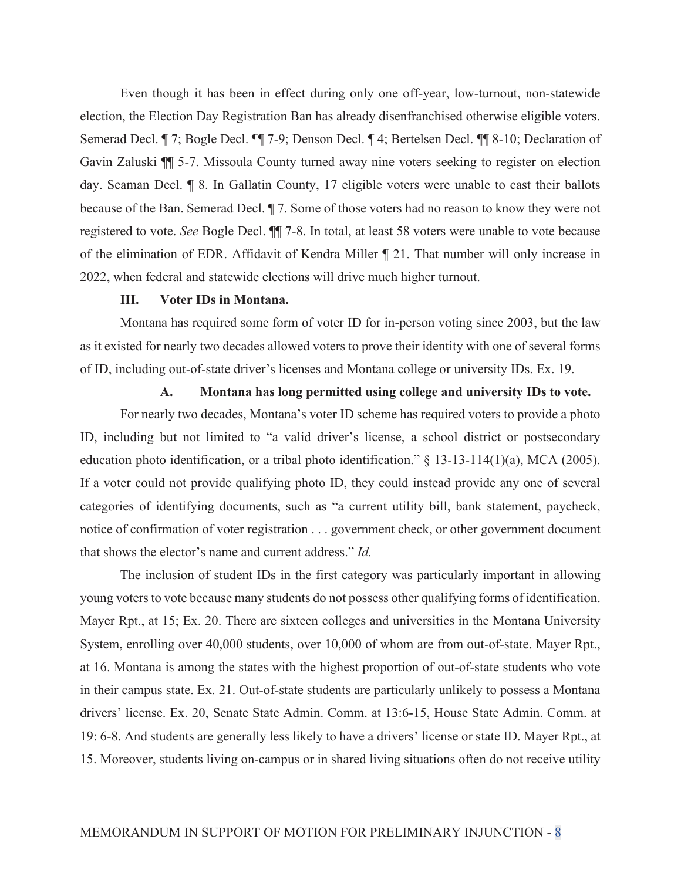Even though it has been in effect during only one off-year, low-turnout, non-statewide election, the Election Day Registration Ban has already disenfranchised otherwise eligible voters. Semerad Decl. ¶ 7; Bogle Decl. ¶¶ 7-9; Denson Decl. ¶ 4; Bertelsen Decl. ¶¶ 8-10; Declaration of Gavin Zaluski ¶¶ 5-7. Missoula County turned away nine voters seeking to register on election day. Seaman Decl. ¶ 8. In Gallatin County, 17 eligible voters were unable to cast their ballots because of the Ban. Semerad Decl. ¶ 7. Some of those voters had no reason to know they were not registered to vote. *See* Bogle Decl. ¶¶ 7-8. In total, at least 58 voters were unable to vote because of the elimination of EDR. Affidavit of Kendra Miller ¶ 21. That number will only increase in 2022, when federal and statewide elections will drive much higher turnout.

### III. Voter IDs in Montana.

Montana has required some form of voter ID for in-person voting since 2003, but the law as it existed for nearly two decades allowed voters to prove their identity with one of several forms of ID, including out-of-state driver's licenses and Montana college or university IDs. Ex. 19.

#### A. Montana has long permitted using college and university IDs to vote.

For nearly two decades, Montana's voter ID scheme has required voters to provide a photo ID, including but not limited to "a valid driver's license, a school district or postsecondary education photo identification, or a tribal photo identification." § 13-13-114(1)(a), MCA (2005). If a voter could not provide qualifying photo ID, they could instead provide any one of several categories of identifying documents, such as "a current utility bill, bank statement, paycheck, notice of confirmation of voter registration . . . government check, or other government document that shows the elector's name and current address." *Id.*

The inclusion of student IDs in the first category was particularly important in allowing young voters to vote because many students do not possess other qualifying forms of identification. Mayer Rpt., at 15; Ex. 20. There are sixteen colleges and universities in the Montana University System, enrolling over 40,000 students, over 10,000 of whom are from out-of-state. Mayer Rpt., at 16. Montana is among the states with the highest proportion of out-of-state students who vote in their campus state. Ex. 21. Out-of-state students are particularly unlikely to possess a Montana drivers' license. Ex. 20, Senate State Admin. Comm. at 13:6-15, House State Admin. Comm. at 19: 6-8. And students are generally less likely to have a drivers' license or state ID. Mayer Rpt., at 15. Moreover, students living on-campus or in shared living situations often do not receive utility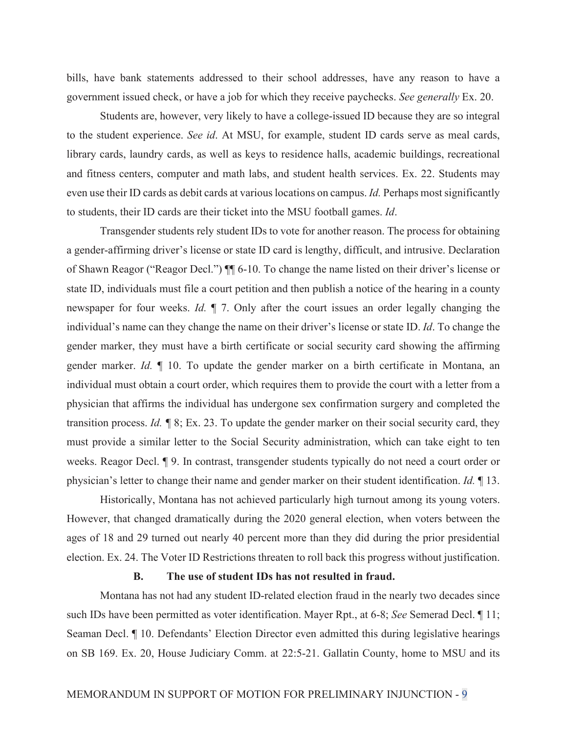bills, have bank statements addressed to their school addresses, have any reason to have a government issued check, or have a job for which they receive paychecks. *See generally* Ex. 20.

Students are, however, very likely to have a college-issued ID because they are so integral to the student experience. *See id*. At MSU, for example, student ID cards serve as meal cards, library cards, laundry cards, as well as keys to residence halls, academic buildings, recreational and fitness centers, computer and math labs, and student health services. Ex. 22. Students may even use their ID cards as debit cards at various locations on campus. *Id.* Perhaps most significantly to students, their ID cards are their ticket into the MSU football games. *Id*.

Transgender students rely student IDs to vote for another reason. The process for obtaining a gender-affirming driver's license or state ID card is lengthy, difficult, and intrusive. Declaration of Shawn Reagor ("Reagor Decl.") ¶¶ 6-10. To change the name listed on their driver's license or state ID, individuals must file a court petition and then publish a notice of the hearing in a county newspaper for four weeks. *Id.* ¶ 7. Only after the court issues an order legally changing the individual's name can they change the name on their driver's license or state ID. *Id*. To change the gender marker, they must have a birth certificate or social security card showing the affirming gender marker. *Id.* ¶ 10. To update the gender marker on a birth certificate in Montana, an individual must obtain a court order, which requires them to provide the court with a letter from a physician that affirms the individual has undergone sex confirmation surgery and completed the transition process. *Id.* ¶ 8; Ex. 23. To update the gender marker on their social security card, they must provide a similar letter to the Social Security administration, which can take eight to ten weeks. Reagor Decl. ¶ 9. In contrast, transgender students typically do not need a court order or physician's letter to change their name and gender marker on their student identification. *Id.* ¶ 13.

Historically, Montana has not achieved particularly high turnout among its young voters. However, that changed dramatically during the 2020 general election, when voters between the ages of 18 and 29 turned out nearly 40 percent more than they did during the prior presidential election. Ex. 24. The Voter ID Restrictions threaten to roll back this progress without justification.

### B. The use of student IDs has not resulted in fraud.

Montana has not had any student ID-related election fraud in the nearly two decades since such IDs have been permitted as voter identification. Mayer Rpt., at 6-8; *See* Semerad Decl. ¶ 11; Seaman Decl. ¶ 10. Defendants' Election Director even admitted this during legislative hearings on SB 169. Ex. 20, House Judiciary Comm. at 22:5-21. Gallatin County, home to MSU and its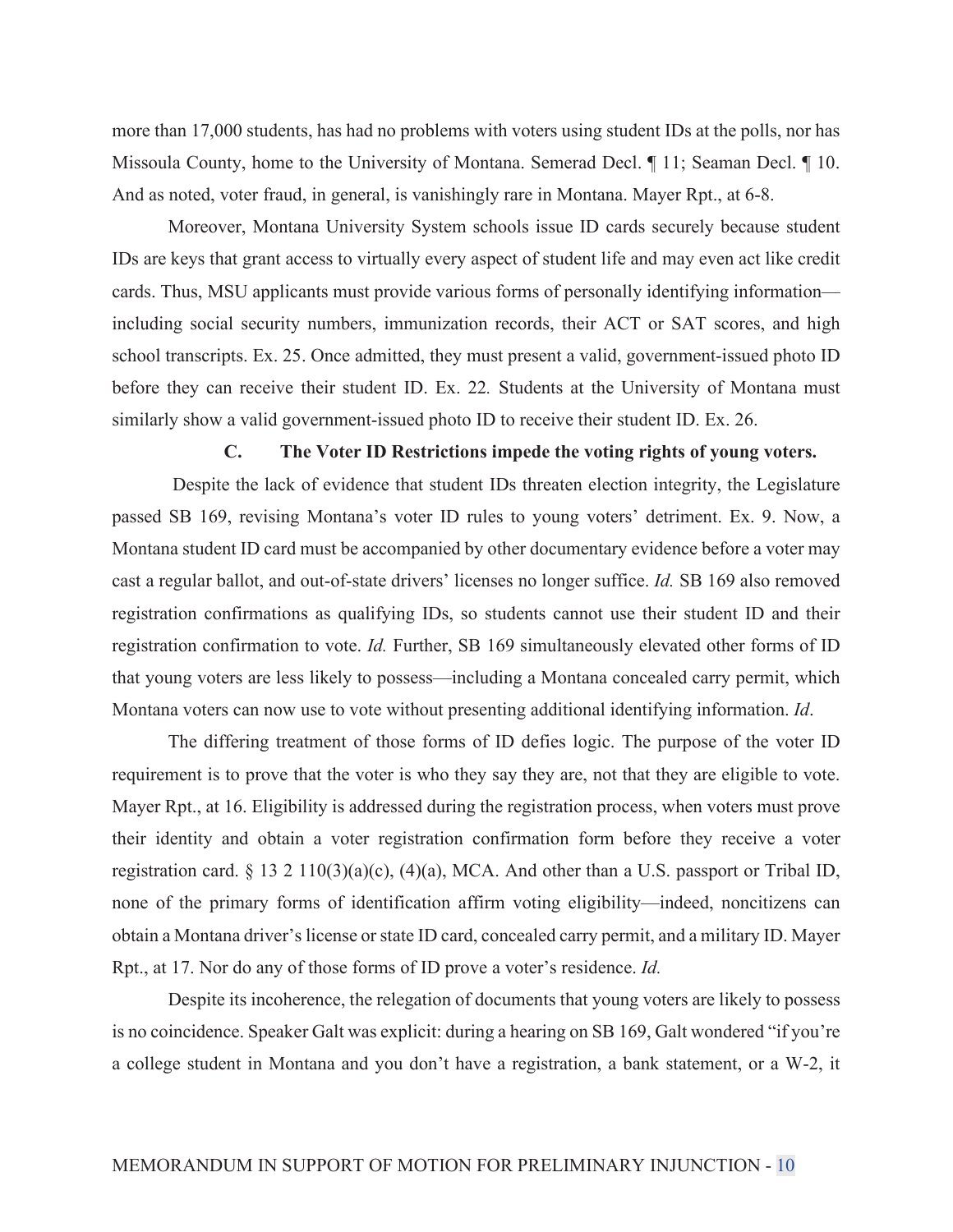more than 17,000 students, has had no problems with voters using student IDs at the polls, nor has Missoula County, home to the University of Montana. Semerad Decl. ¶ 11; Seaman Decl. ¶ 10. And as noted, voter fraud, in general, is vanishingly rare in Montana. Mayer Rpt., at 6-8.

Moreover, Montana University System schools issue ID cards securely because student IDs are keys that grant access to virtually every aspect of student life and may even act like credit cards. Thus, MSU applicants must provide various forms of personally identifying information—including social security numbers, immunization records, their ACT or SAT scores, and high school transcripts. Ex. 25. Once admitted, they must present a valid, government-issued photo ID before they can receive their student ID. Ex. 22*.* Students at the University of Montana must similarly show a valid government-issued photo ID to receive their student ID. Ex. 26.

### C. The Voter ID Restrictions impede the voting rights of young voters.

Despite the lack of evidence that student IDs threaten election integrity, the Legislature passed SB 169, revising Montana's voter ID rules to young voters' detriment. Ex. 9. Now, a Montana student ID card must be accompanied by other documentary evidence before a voter may cast a regular ballot, and out-of-state drivers' licenses no longer suffice. *Id.* SB 169 also removed registration confirmations as qualifying IDs, so students cannot use their student ID and their registration confirmation to vote. *Id.* Further, SB 169 simultaneously elevated other forms of ID that young voters are less likely to possess—including a Montana concealed carry permit, which Montana voters can now use to vote without presenting additional identifying information. *Id*.

The differing treatment of those forms of ID defies logic. The purpose of the voter ID requirement is to prove that the voter is who they say they are, not that they are eligible to vote. Mayer Rpt., at 16. Eligibility is addressed during the registration process, when voters must prove their identity and obtain a voter registration confirmation form before they receive a voter registration card. § 13 2 110(3)(a)(c), (4)(a), MCA. And other than a U.S. passport or Tribal ID, none of the primary forms of identification affirm voting eligibility—indeed, noncitizens can obtain a Montana driver's license or state ID card, concealed carry permit, and a military ID. Mayer Rpt., at 17. Nor do any of those forms of ID prove a voter's residence. *Id.*

Despite its incoherence, the relegation of documents that young voters are likely to possess is no coincidence. Speaker Galt was explicit: during a hearing on SB 169, Galt wondered "if you're a college student in Montana and you don't have a registration, a bank statement, or a W-2, it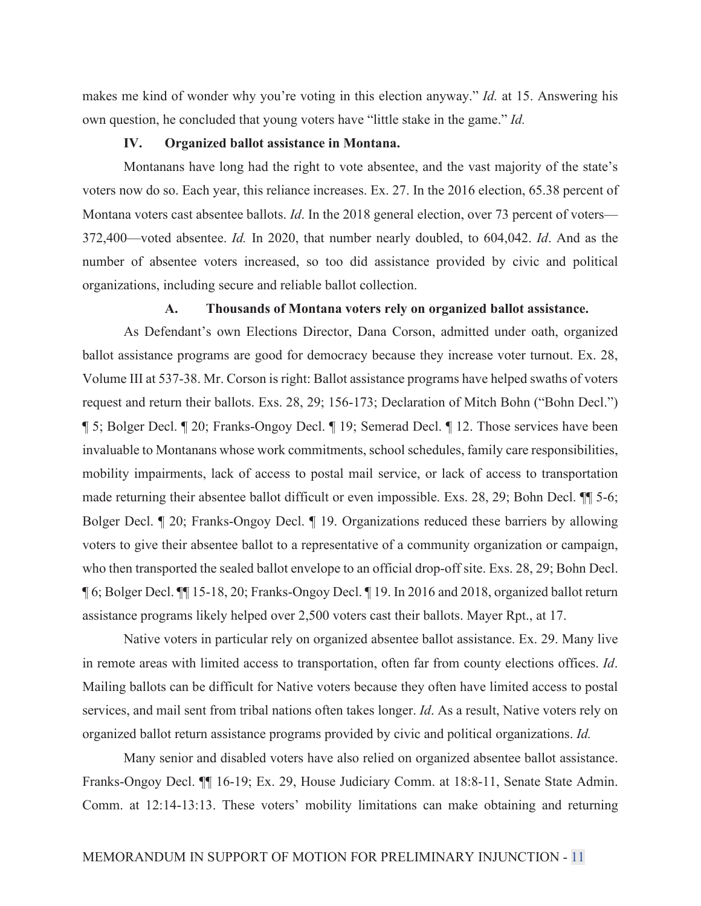makes me kind of wonder why you're voting in this election anyway." *Id.* at 15. Answering his own question, he concluded that young voters have "little stake in the game." *Id.*

## IV. Organized ballot assistance in Montana.

Montanans have long had the right to vote absentee, and the vast majority of the state's voters now do so. Each year, this reliance increases. Ex. 27. In the 2016 election, 65.38 percent of Montana voters cast absentee ballots. *Id*. In the 2018 general election, over 73 percent of voters—372,400—voted absentee. *Id.* In 2020, that number nearly doubled, to 604,042. *Id*. And as the number of absentee voters increased, so too did assistance provided by civic and political organizations, including secure and reliable ballot collection.

### A. Thousands of Montana voters rely on organized ballot assistance.

As Defendant's own Elections Director, Dana Corson, admitted under oath, organized ballot assistance programs are good for democracy because they increase voter turnout. Ex. 28, Volume III at 537-38. Mr. Corson is right: Ballot assistance programs have helped swaths of voters request and return their ballots. Exs. 28, 29; 156-173; Declaration of Mitch Bohn ("Bohn Decl.") ¶ 5; Bolger Decl. ¶ 20; Franks-Ongoy Decl. ¶ 19; Semerad Decl. ¶ 12. Those services have been invaluable to Montanans whose work commitments, school schedules, family care responsibilities, mobility impairments, lack of access to postal mail service, or lack of access to transportation made returning their absentee ballot difficult or even impossible. Exs. 28, 29; Bohn Decl. ¶¶ 5-6; Bolger Decl. ¶ 20; Franks-Ongoy Decl. ¶ 19. Organizations reduced these barriers by allowing voters to give their absentee ballot to a representative of a community organization or campaign, who then transported the sealed ballot envelope to an official drop-off site. Exs. 28, 29; Bohn Decl. ¶ 6; Bolger Decl. ¶¶ 15-18, 20; Franks-Ongoy Decl. ¶ 19. In 2016 and 2018, organized ballot return assistance programs likely helped over 2,500 voters cast their ballots. Mayer Rpt., at 17.

Native voters in particular rely on organized absentee ballot assistance. Ex. 29. Many live in remote areas with limited access to transportation, often far from county elections offices. *Id*. Mailing ballots can be difficult for Native voters because they often have limited access to postal services, and mail sent from tribal nations often takes longer. *Id*. As a result, Native voters rely on organized ballot return assistance programs provided by civic and political organizations. *Id.*

Many senior and disabled voters have also relied on organized absentee ballot assistance. Franks-Ongoy Decl. ¶¶ 16-19; Ex. 29, House Judiciary Comm. at 18:8-11, Senate State Admin. Comm. at 12:14-13:13. These voters' mobility limitations can make obtaining and returning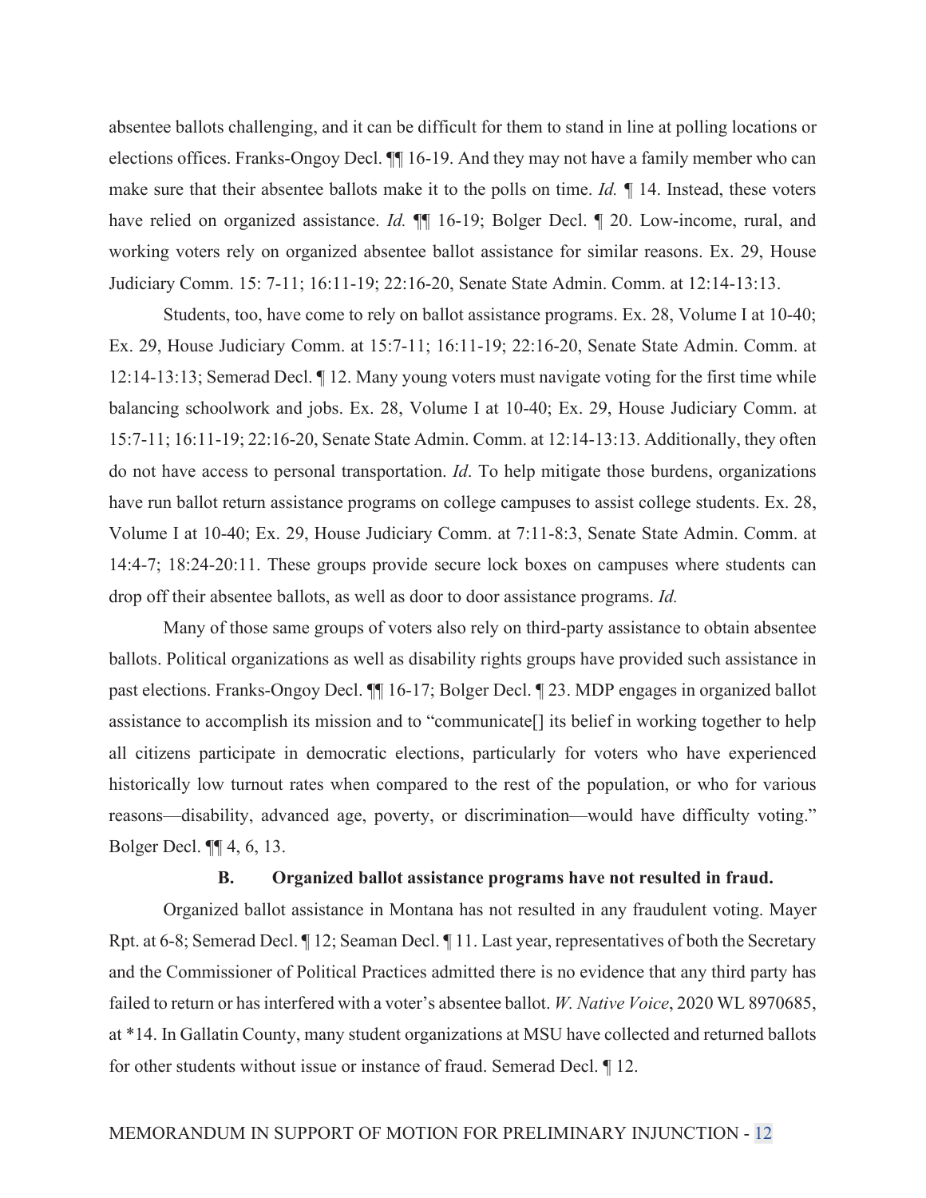absentee ballots challenging, and it can be difficult for them to stand in line at polling locations or elections offices. Franks-Ongoy Decl. ¶¶ 16-19. And they may not have a family member who can make sure that their absentee ballots make it to the polls on time. *Id.* ¶ 14. Instead, these voters have relied on organized assistance. *Id.* ¶¶ 16-19; Bolger Decl. ¶ 20. Low-income, rural, and working voters rely on organized absentee ballot assistance for similar reasons. Ex. 29, House Judiciary Comm. 15: 7-11; 16:11-19; 22:16-20, Senate State Admin. Comm. at 12:14-13:13.

Students, too, have come to rely on ballot assistance programs. Ex. 28, Volume I at 10-40; Ex. 29, House Judiciary Comm. at 15:7-11; 16:11-19; 22:16-20, Senate State Admin. Comm. at 12:14-13:13; Semerad Decl. ¶ 12. Many young voters must navigate voting for the first time while balancing schoolwork and jobs. Ex. 28, Volume I at 10-40; Ex. 29, House Judiciary Comm. at 15:7-11; 16:11-19; 22:16-20, Senate State Admin. Comm. at 12:14-13:13. Additionally, they often do not have access to personal transportation. *Id*. To help mitigate those burdens, organizations have run ballot return assistance programs on college campuses to assist college students. Ex. 28, Volume I at 10-40; Ex. 29, House Judiciary Comm. at 7:11-8:3, Senate State Admin. Comm. at 14:4-7; 18:24-20:11. These groups provide secure lock boxes on campuses where students can drop off their absentee ballots, as well as door to door assistance programs. *Id.*

Many of those same groups of voters also rely on third-party assistance to obtain absentee ballots. Political organizations as well as disability rights groups have provided such assistance in past elections. Franks-Ongoy Decl. ¶¶ 16-17; Bolger Decl. ¶ 23. MDP engages in organized ballot assistance to accomplish its mission and to "communicate[] its belief in working together to help all citizens participate in democratic elections, particularly for voters who have experienced historically low turnout rates when compared to the rest of the population, or who for various reasons—disability, advanced age, poverty, or discrimination—would have difficulty voting." Bolger Decl. ¶¶ 4, 6, 13.

### B. Organized ballot assistance programs have not resulted in fraud.

Organized ballot assistance in Montana has not resulted in any fraudulent voting. Mayer Rpt. at 6-8; Semerad Decl. ¶ 12; Seaman Decl. ¶ 11. Last year, representatives of both the Secretary and the Commissioner of Political Practices admitted there is no evidence that any third party has failed to return or has interfered with a voter's absentee ballot. *W. Native Voice*, 2020 WL 8970685, at *14. In Gallatin County, many student organizations at MSU have collected and returned ballots for other students without issue or instance of fraud. Semerad Decl. ¶ 12.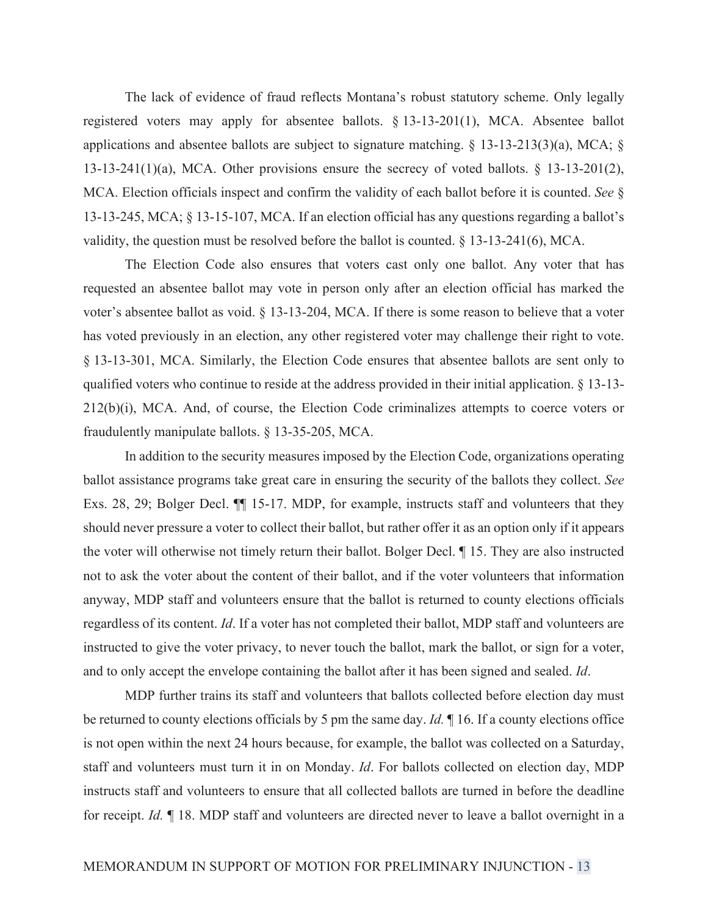The lack of evidence of fraud reflects Montana's robust statutory scheme. Only legally registered voters may apply for absentee ballots. § 13-13-201(1), MCA. Absentee ballot applications and absentee ballots are subject to signature matching. § 13-13-213(3)(a), MCA; § 13-13-241(1)(a), MCA. Other provisions ensure the secrecy of voted ballots. § 13-13-201(2), MCA. Election officials inspect and confirm the validity of each ballot before it is counted. *See* § 13-13-245, MCA; § 13-15-107, MCA. If an election official has any questions regarding a ballot's validity, the question must be resolved before the ballot is counted. § 13-13-241(6), MCA.

The Election Code also ensures that voters cast only one ballot. Any voter that has requested an absentee ballot may vote in person only after an election official has marked the voter's absentee ballot as void. § 13-13-204, MCA. If there is some reason to believe that a voter has voted previously in an election, any other registered voter may challenge their right to vote. § 13-13-301, MCA. Similarly, the Election Code ensures that absentee ballots are sent only to qualified voters who continue to reside at the address provided in their initial application. § 13-13-212(b)(i), MCA. And, of course, the Election Code criminalizes attempts to coerce voters or fraudulently manipulate ballots. § 13-35-205, MCA.

In addition to the security measures imposed by the Election Code, organizations operating ballot assistance programs take great care in ensuring the security of the ballots they collect. *See* Exs. 28, 29; Bolger Decl. ¶¶ 15-17. MDP, for example, instructs staff and volunteers that they should never pressure a voter to collect their ballot, but rather offer it as an option only if it appears the voter will otherwise not timely return their ballot. Bolger Decl. ¶ 15. They are also instructed not to ask the voter about the content of their ballot, and if the voter volunteers that information anyway, MDP staff and volunteers ensure that the ballot is returned to county elections officials regardless of its content. *Id*. If a voter has not completed their ballot, MDP staff and volunteers are instructed to give the voter privacy, to never touch the ballot, mark the ballot, or sign for a voter, and to only accept the envelope containing the ballot after it has been signed and sealed. *Id*.

MDP further trains its staff and volunteers that ballots collected before election day must be returned to county elections officials by 5 pm the same day. *Id.* ¶ 16. If a county elections office is not open within the next 24 hours because, for example, the ballot was collected on a Saturday, staff and volunteers must turn it in on Monday. *Id*. For ballots collected on election day, MDP instructs staff and volunteers to ensure that all collected ballots are turned in before the deadline for receipt. *Id.* ¶ 18. MDP staff and volunteers are directed never to leave a ballot overnight in a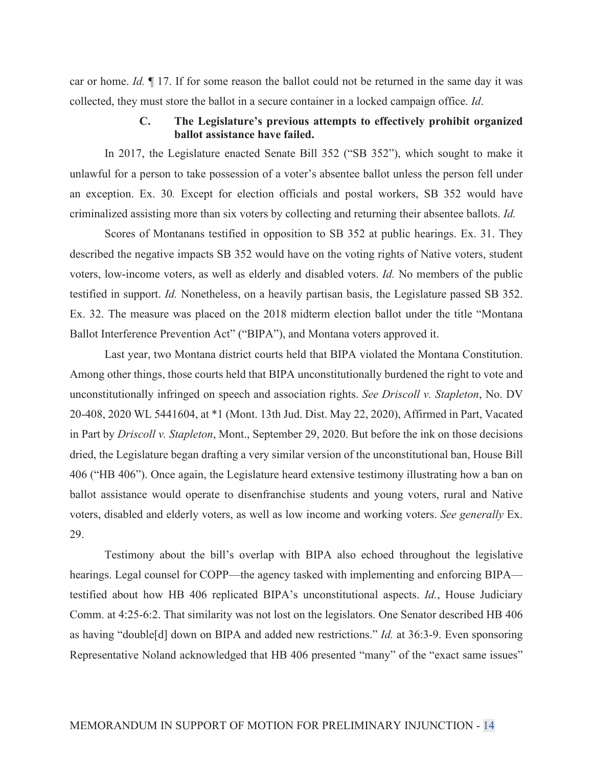car or home. *Id.* ¶ 17. If for some reason the ballot could not be returned in the same day it was collected, they must store the ballot in a secure container in a locked campaign office. *Id*.

### C. The Legislature's previous attempts to effectively prohibit organized ballot assistance have failed.

In 2017, the Legislature enacted Senate Bill 352 ("SB 352"), which sought to make it unlawful for a person to take possession of a voter's absentee ballot unless the person fell under an exception. Ex. 30*.* Except for election officials and postal workers, SB 352 would have criminalized assisting more than six voters by collecting and returning their absentee ballots. *Id.*

Scores of Montanans testified in opposition to SB 352 at public hearings. Ex. 31. They described the negative impacts SB 352 would have on the voting rights of Native voters, student voters, low-income voters, as well as elderly and disabled voters. *Id.* No members of the public testified in support. *Id.* Nonetheless, on a heavily partisan basis, the Legislature passed SB 352. Ex. 32. The measure was placed on the 2018 midterm election ballot under the title "Montana Ballot Interference Prevention Act" ("BIPA"), and Montana voters approved it.

Last year, two Montana district courts held that BIPA violated the Montana Constitution. Among other things, those courts held that BIPA unconstitutionally burdened the right to vote and unconstitutionally infringed on speech and association rights. *See Driscoll v. Stapleton*, No. DV 20-408, 2020 WL 5441604, at *1 (Mont. 13th Jud. Dist. May 22, 2020), Affirmed in Part, Vacated in Part by *Driscoll v. Stapleton*, Mont., September 29, 2020. But before the ink on those decisions dried, the Legislature began drafting a very similar version of the unconstitutional ban, House Bill 406 ("HB 406"). Once again, the Legislature heard extensive testimony illustrating how a ban on ballot assistance would operate to disenfranchise students and young voters, rural and Native voters, disabled and elderly voters, as well as low income and working voters. *See generally* Ex. 29.

Testimony about the bill's overlap with BIPA also echoed throughout the legislative hearings. Legal counsel for COPP—the agency tasked with implementing and enforcing BIPA—testified about how HB 406 replicated BIPA's unconstitutional aspects. *Id.*, House Judiciary Comm. at 4:25-6:2. That similarity was not lost on the legislators. One Senator described HB 406 as having "double[d] down on BIPA and added new restrictions." *Id.* at 36:3-9. Even sponsoring Representative Noland acknowledged that HB 406 presented "many" of the "exact same issues"

MEMORANDUM IN SUPPORT OF MOTION FOR PRELIMINARY INJUNCTION - 14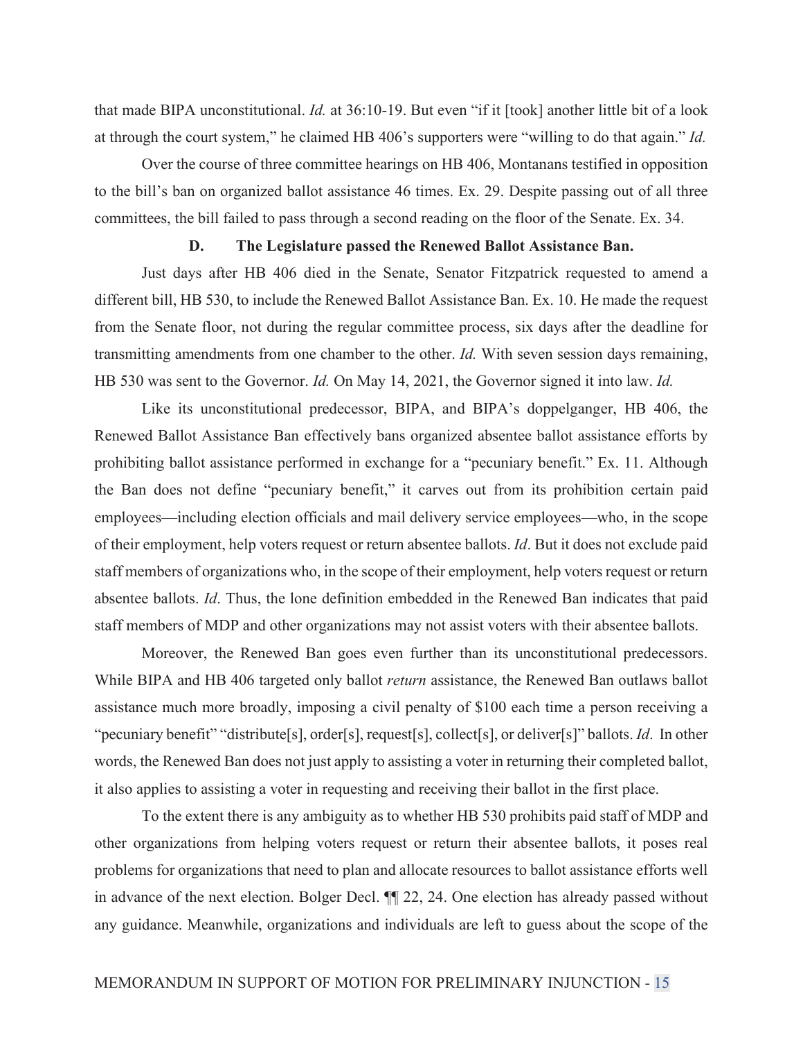that made BIPA unconstitutional. *Id.* at 36:10-19. But even "if it [took] another little bit of a look at through the court system," he claimed HB 406's supporters were "willing to do that again." *Id.*

Over the course of three committee hearings on HB 406, Montanans testified in opposition to the bill's ban on organized ballot assistance 46 times. Ex. 29. Despite passing out of all three committees, the bill failed to pass through a second reading on the floor of the Senate. Ex. 34.

### D. The Legislature passed the Renewed Ballot Assistance Ban.

Just days after HB 406 died in the Senate, Senator Fitzpatrick requested to amend a different bill, HB 530, to include the Renewed Ballot Assistance Ban. Ex. 10. He made the request from the Senate floor, not during the regular committee process, six days after the deadline for transmitting amendments from one chamber to the other. *Id.* With seven session days remaining, HB 530 was sent to the Governor. *Id.* On May 14, 2021, the Governor signed it into law. *Id.*

Like its unconstitutional predecessor, BIPA, and BIPA's doppelganger, HB 406, the Renewed Ballot Assistance Ban effectively bans organized absentee ballot assistance efforts by prohibiting ballot assistance performed in exchange for a "pecuniary benefit." Ex. 11. Although the Ban does not define "pecuniary benefit," it carves out from its prohibition certain paid employees—including election officials and mail delivery service employees—who, in the scope of their employment, help voters request or return absentee ballots. *Id*. But it does not exclude paid staff members of organizations who, in the scope of their employment, help voters request or return absentee ballots. *Id*. Thus, the lone definition embedded in the Renewed Ban indicates that paid staff members of MDP and other organizations may not assist voters with their absentee ballots.

Moreover, the Renewed Ban goes even further than its unconstitutional predecessors. While BIPA and HB 406 targeted only ballot *return* assistance, the Renewed Ban outlaws ballot assistance much more broadly, imposing a civil penalty of $100 each time a person receiving a "pecuniary benefit" "distribute[s], order[s], request[s], collect[s], or deliver[s]" ballots. *Id*. In other words, the Renewed Ban does not just apply to assisting a voter in returning their completed ballot, it also applies to assisting a voter in requesting and receiving their ballot in the first place.

To the extent there is any ambiguity as to whether HB 530 prohibits paid staff of MDP and other organizations from helping voters request or return their absentee ballots, it poses real problems for organizations that need to plan and allocate resources to ballot assistance efforts well in advance of the next election. Bolger Decl. ¶¶ 22, 24. One election has already passed without any guidance. Meanwhile, organizations and individuals are left to guess about the scope of the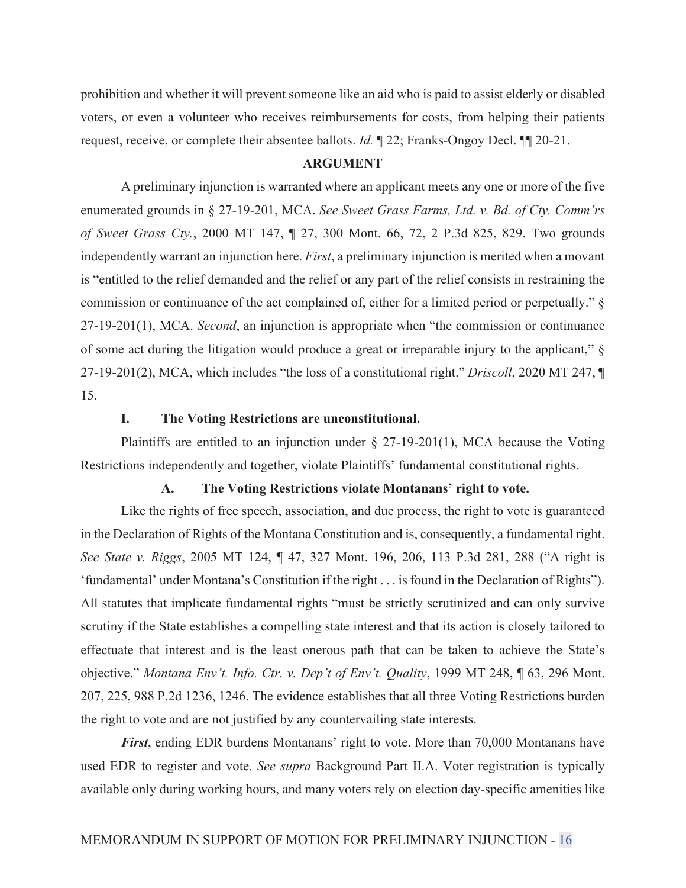prohibition and whether it will prevent someone like an aid who is paid to assist elderly or disabled voters, or even a volunteer who receives reimbursements for costs, from helping their patients request, receive, or complete their absentee ballots. *Id.* ¶ 22; Franks-Ongoy Decl. ¶¶ 20-21.

## ARGUMENT

A preliminary injunction is warranted where an applicant meets any one or more of the five enumerated grounds in § 27-19-201, MCA. *See Sweet Grass Farms, Ltd. v. Bd. of Cty. Comm'rs of Sweet Grass Cty.*, 2000 MT 147, ¶ 27, 300 Mont. 66, 72, 2 P.3d 825, 829. Two grounds independently warrant an injunction here. *First*, a preliminary injunction is merited when a movant is "entitled to the relief demanded and the relief or any part of the relief consists in restraining the commission or continuance of the act complained of, either for a limited period or perpetually." § 27-19-201(1), MCA. *Second*, an injunction is appropriate when "the commission or continuance of some act during the litigation would produce a great or irreparable injury to the applicant," § 27-19-201(2), MCA, which includes "the loss of a constitutional right." *Driscoll*, 2020 MT 247, ¶ 15.

### I. The Voting Restrictions are unconstitutional.

Plaintiffs are entitled to an injunction under § 27-19-201(1), MCA because the Voting Restrictions independently and together, violate Plaintiffs' fundamental constitutional rights.

#### A. The Voting Restrictions violate Montanans' right to vote.

Like the rights of free speech, association, and due process, the right to vote is guaranteed in the Declaration of Rights of the Montana Constitution and is, consequently, a fundamental right. *See State v. Riggs*, 2005 MT 124, ¶ 47, 327 Mont. 196, 206, 113 P.3d 281, 288 ("A right is 'fundamental' under Montana's Constitution if the right . . . is found in the Declaration of Rights"). All statutes that implicate fundamental rights "must be strictly scrutinized and can only survive scrutiny if the State establishes a compelling state interest and that its action is closely tailored to effectuate that interest and is the least onerous path that can be taken to achieve the State's objective." *Montana Env't. Info. Ctr. v. Dep't of Env't. Quality*, 1999 MT 248, ¶ 63, 296 Mont. 207, 225, 988 P.2d 1236, 1246. The evidence establishes that all three Voting Restrictions burden the right to vote and are not justified by any countervailing state interests.

***First***, ending EDR burdens Montanans' right to vote. More than 70,000 Montanans have used EDR to register and vote. *See supra* Background Part II.A. Voter registration is typically available only during working hours, and many voters rely on election day-specific amenities like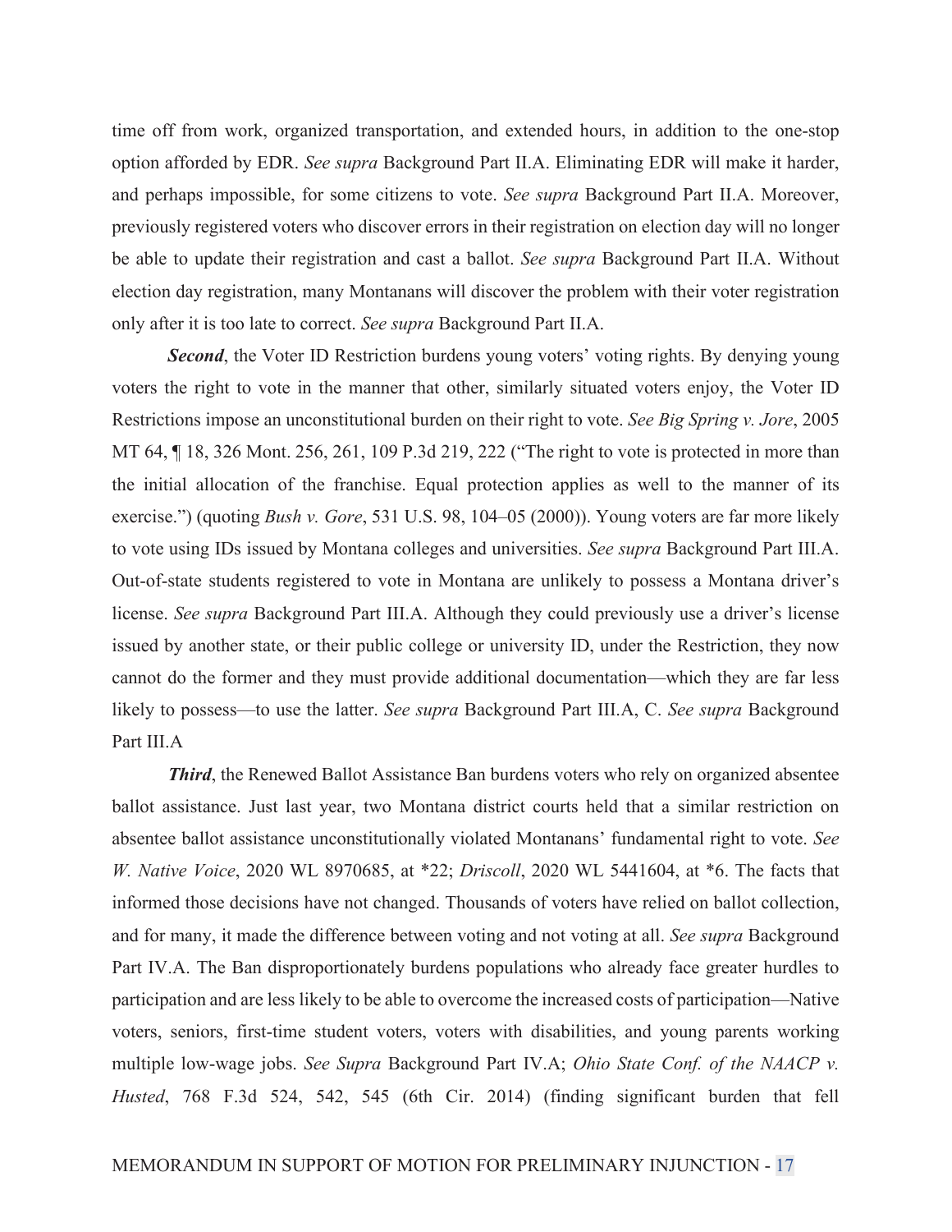time off from work, organized transportation, and extended hours, in addition to the one-stop option afforded by EDR. *See supra* Background Part II.A. Eliminating EDR will make it harder, and perhaps impossible, for some citizens to vote. *See supra* Background Part II.A. Moreover, previously registered voters who discover errors in their registration on election day will no longer be able to update their registration and cast a ballot. *See supra* Background Part II.A. Without election day registration, many Montanans will discover the problem with their voter registration only after it is too late to correct. *See supra* Background Part II.A.

***Second***, the Voter ID Restriction burdens young voters' voting rights. By denying young voters the right to vote in the manner that other, similarly situated voters enjoy, the Voter ID Restrictions impose an unconstitutional burden on their right to vote. *See Big Spring v. Jore*, 2005 MT 64, ¶ 18, 326 Mont. 256, 261, 109 P.3d 219, 222 ("The right to vote is protected in more than the initial allocation of the franchise. Equal protection applies as well to the manner of its exercise.") (quoting *Bush v. Gore*, 531 U.S. 98, 104–05 (2000)). Young voters are far more likely to vote using IDs issued by Montana colleges and universities. *See supra* Background Part III.A. Out-of-state students registered to vote in Montana are unlikely to possess a Montana driver's license. *See supra* Background Part III.A. Although they could previously use a driver's license issued by another state, or their public college or university ID, under the Restriction, they now cannot do the former and they must provide additional documentation—which they are far less likely to possess—to use the latter. *See supra* Background Part III.A, C. *See supra* Background Part III.A

***Third***, the Renewed Ballot Assistance Ban burdens voters who rely on organized absentee ballot assistance. Just last year, two Montana district courts held that a similar restriction on absentee ballot assistance unconstitutionally violated Montanans' fundamental right to vote. *See W. Native Voice*, 2020 WL 8970685, at \*22; *Driscoll*, 2020 WL 5441604, at \*6. The facts that informed those decisions have not changed. Thousands of voters have relied on ballot collection, and for many, it made the difference between voting and not voting at all. *See supra* Background Part IV.A. The Ban disproportionately burdens populations who already face greater hurdles to participation and are less likely to be able to overcome the increased costs of participation—Native voters, seniors, first-time student voters, voters with disabilities, and young parents working multiple low-wage jobs. *See Supra* Background Part IV.A; *Ohio State Conf. of the NAACP v. Husted*, 768 F.3d 524, 542, 545 (6th Cir. 2014) (finding significant burden that fell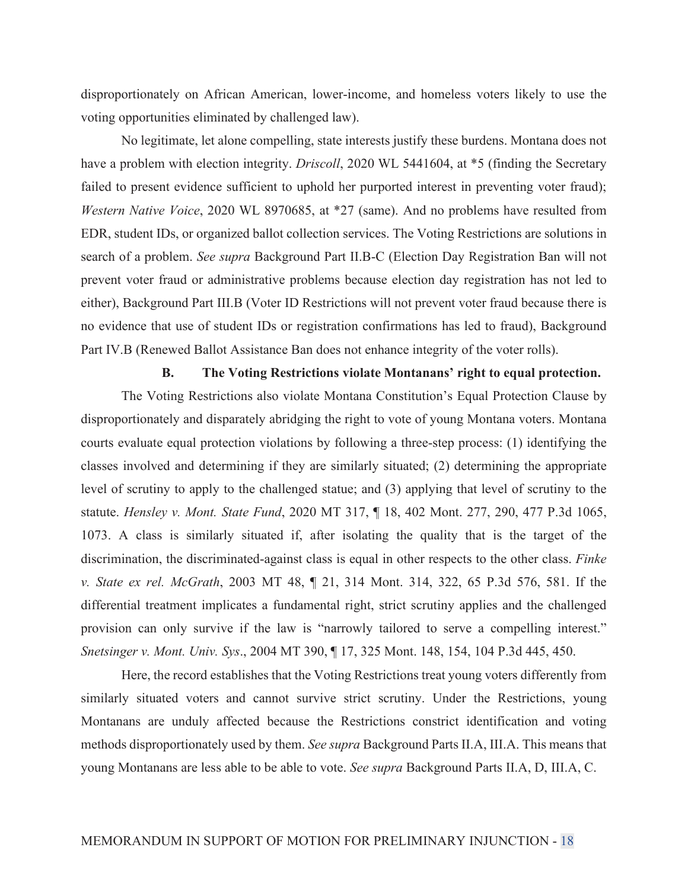disproportionately on African American, lower-income, and homeless voters likely to use the voting opportunities eliminated by challenged law).

No legitimate, let alone compelling, state interests justify these burdens. Montana does not have a problem with election integrity. *Driscoll*, 2020 WL 5441604, at *5 (finding the Secretary failed to present evidence sufficient to uphold her purported interest in preventing voter fraud); *Western Native Voice*, 2020 WL 8970685, at *27 (same). And no problems have resulted from EDR, student IDs, or organized ballot collection services. The Voting Restrictions are solutions in search of a problem. *See supra* Background Part II.B-C (Election Day Registration Ban will not prevent voter fraud or administrative problems because election day registration has not led to either), Background Part III.B (Voter ID Restrictions will not prevent voter fraud because there is no evidence that use of student IDs or registration confirmations has led to fraud), Background Part IV.B (Renewed Ballot Assistance Ban does not enhance integrity of the voter rolls).

**B. The Voting Restrictions violate Montanans' right to equal protection.**

The Voting Restrictions also violate Montana Constitution's Equal Protection Clause by disproportionately and disparately abridging the right to vote of young Montana voters. Montana courts evaluate equal protection violations by following a three-step process: (1) identifying the classes involved and determining if they are similarly situated; (2) determining the appropriate level of scrutiny to apply to the challenged statue; and (3) applying that level of scrutiny to the statute. *Hensley v. Mont. State Fund*, 2020 MT 317, ¶ 18, 402 Mont. 277, 290, 477 P.3d 1065, 1073. A class is similarly situated if, after isolating the quality that is the target of the discrimination, the discriminated-against class is equal in other respects to the other class. *Finke v. State ex rel. McGrath*, 2003 MT 48, ¶ 21, 314 Mont. 314, 322, 65 P.3d 576, 581. If the differential treatment implicates a fundamental right, strict scrutiny applies and the challenged provision can only survive if the law is "narrowly tailored to serve a compelling interest." *Snetsinger v. Mont. Univ. Sys*., 2004 MT 390, ¶ 17, 325 Mont. 148, 154, 104 P.3d 445, 450.

Here, the record establishes that the Voting Restrictions treat young voters differently from similarly situated voters and cannot survive strict scrutiny. Under the Restrictions, young Montanans are unduly affected because the Restrictions constrict identification and voting methods disproportionately used by them. *See supra* Background Parts II.A, III.A. This means that young Montanans are less able to be able to vote. *See supra* Background Parts II.A, D, III.A, C.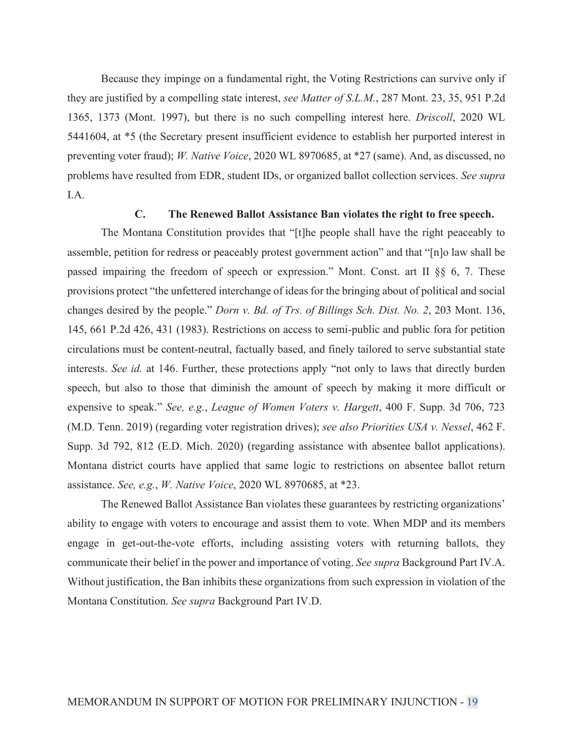Because they impinge on a fundamental right, the Voting Restrictions can survive only if they are justified by a compelling state interest, *see Matter of S.L.M.*, 287 Mont. 23, 35, 951 P.2d 1365, 1373 (Mont. 1997), but there is no such compelling interest here. *Driscoll*, 2020 WL 5441604, at *5 (the Secretary present insufficient evidence to establish her purported interest in preventing voter fraud); *W. Native Voice*, 2020 WL 8970685, at *27 (same). And, as discussed, no problems have resulted from EDR, student IDs, or organized ballot collection services. *See supra* I.A.

### C. The Renewed Ballot Assistance Ban violates the right to free speech.

The Montana Constitution provides that "[t]he people shall have the right peaceably to assemble, petition for redress or peaceably protest government action" and that "[n]o law shall be passed impairing the freedom of speech or expression." Mont. Const. art II §§ 6, 7. These provisions protect "the unfettered interchange of ideas for the bringing about of political and social changes desired by the people." *Dorn v. Bd. of Trs. of Billings Sch. Dist. No. 2*, 203 Mont. 136, 145, 661 P.2d 426, 431 (1983). Restrictions on access to semi-public and public fora for petition circulations must be content-neutral, factually based, and finely tailored to serve substantial state interests. *See id.* at 146. Further, these protections apply "not only to laws that directly burden speech, but also to those that diminish the amount of speech by making it more difficult or expensive to speak." *See, e.g.*, *League of Women Voters v. Hargett*, 400 F. Supp. 3d 706, 723 (M.D. Tenn. 2019) (regarding voter registration drives); *see also Priorities USA v. Nessel*, 462 F. Supp. 3d 792, 812 (E.D. Mich. 2020) (regarding assistance with absentee ballot applications). Montana district courts have applied that same logic to restrictions on absentee ballot return assistance. *See, e.g.*, *W. Native Voice*, 2020 WL 8970685, at *23.

The Renewed Ballot Assistance Ban violates these guarantees by restricting organizations' ability to engage with voters to encourage and assist them to vote. When MDP and its members engage in get-out-the-vote efforts, including assisting voters with returning ballots, they communicate their belief in the power and importance of voting. *See supra* Background Part IV.A. Without justification, the Ban inhibits these organizations from such expression in violation of the Montana Constitution. *See supra* Background Part IV.D.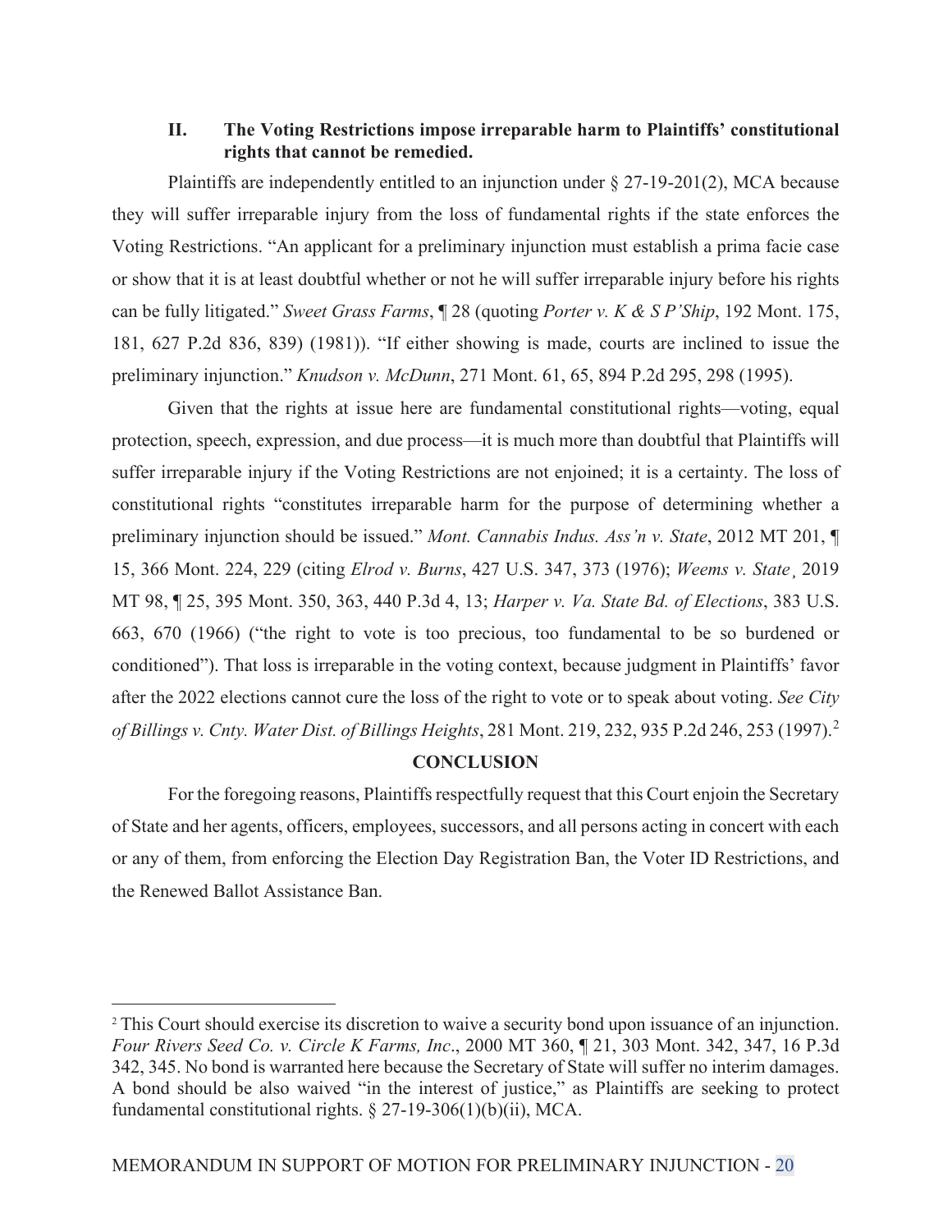## II. The Voting Restrictions impose irreparable harm to Plaintiffs' constitutional rights that cannot be remedied.

Plaintiffs are independently entitled to an injunction under § 27-19-201(2), MCA because they will suffer irreparable injury from the loss of fundamental rights if the state enforces the Voting Restrictions. "An applicant for a preliminary injunction must establish a prima facie case or show that it is at least doubtful whether or not he will suffer irreparable injury before his rights can be fully litigated." *Sweet Grass Farms*, ¶ 28 (quoting *Porter v. K & S P'Ship*, 192 Mont. 175, 181, 627 P.2d 836, 839) (1981)). "If either showing is made, courts are inclined to issue the preliminary injunction." *Knudson v. McDunn*, 271 Mont. 61, 65, 894 P.2d 295, 298 (1995).

Given that the rights at issue here are fundamental constitutional rights—voting, equal protection, speech, expression, and due process—it is much more than doubtful that Plaintiffs will suffer irreparable injury if the Voting Restrictions are not enjoined; it is a certainty. The loss of constitutional rights "constitutes irreparable harm for the purpose of determining whether a preliminary injunction should be issued." *Mont. Cannabis Indus. Ass'n v. State*, 2012 MT 201, ¶ 15, 366 Mont. 224, 229 (citing *Elrod v. Burns*, 427 U.S. 347, 373 (1976); *Weems v. State*¸ 2019 MT 98, ¶ 25, 395 Mont. 350, 363, 440 P.3d 4, 13; *Harper v. Va. State Bd. of Elections*, 383 U.S. 663, 670 (1966) ("the right to vote is too precious, too fundamental to be so burdened or conditioned"). That loss is irreparable in the voting context, because judgment in Plaintiffs' favor after the 2022 elections cannot cure the loss of the right to vote or to speak about voting. *See City of Billings v. Cnty. Water Dist. of Billings Heights*, 281 Mont. 219, 232, 935 P.2d 246, 253 (1997).[2]

## CONCLUSION

For the foregoing reasons, Plaintiffs respectfully request that this Court enjoin the Secretary of State and her agents, officers, employees, successors, and all persons acting in concert with each or any of them, from enforcing the Election Day Registration Ban, the Voter ID Restrictions, and the Renewed Ballot Assistance Ban.

---

[2] This Court should exercise its discretion to waive a security bond upon issuance of an injunction. *Four Rivers Seed Co. v. Circle K Farms, Inc.*, 2000 MT 360, ¶ 21, 303 Mont. 342, 347, 16 P.3d 342, 345. No bond is warranted here because the Secretary of State will suffer no interim damages. A bond should be also waived "in the interest of justice," as Plaintiffs are seeking to protect fundamental constitutional rights. § 27-19-306(1)(b)(ii), MCA.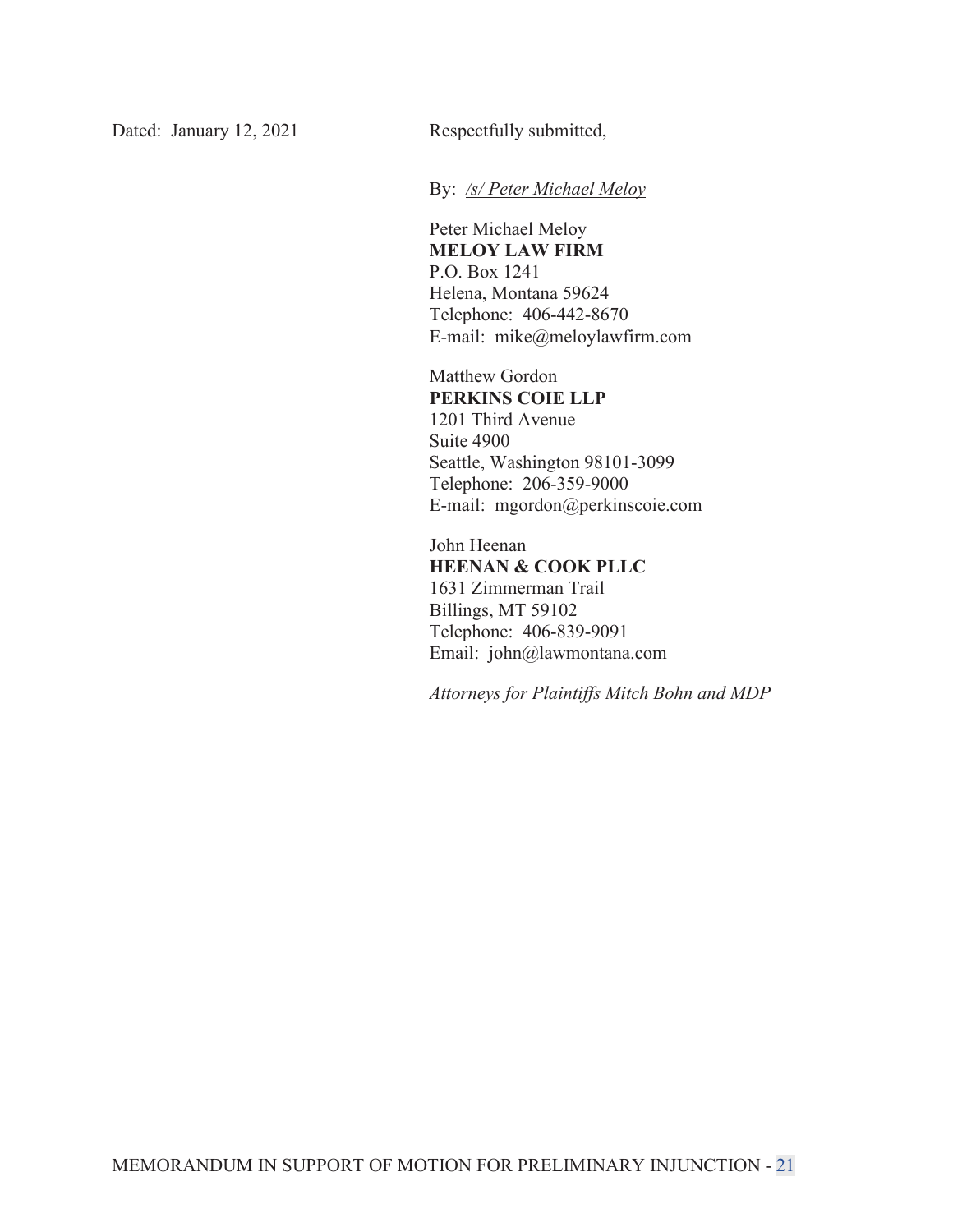Dated: January 12, 2021

Respectfully submitted,

By: */s/ Peter Michael Meloy*

Peter Michael Meloy
**MELOY LAW FIRM**
P.O. Box 1241
Helena, Montana 59624
Telephone: 406-442-8670
E-mail: mike@meloylawfirm.com

Matthew Gordon
**PERKINS COIE LLP**
1201 Third Avenue
Suite 4900
Seattle, Washington 98101-3099
Telephone: 206-359-9000
E-mail: mgordon@perkinscoie.com

John Heenan
**HEENAN & COOK PLLC**
1631 Zimmerman Trail
Billings, MT 59102
Telephone: 406-839-9091
Email: john@lawmontana.com

*Attorneys for Plaintiffs Mitch Bohn and MDP*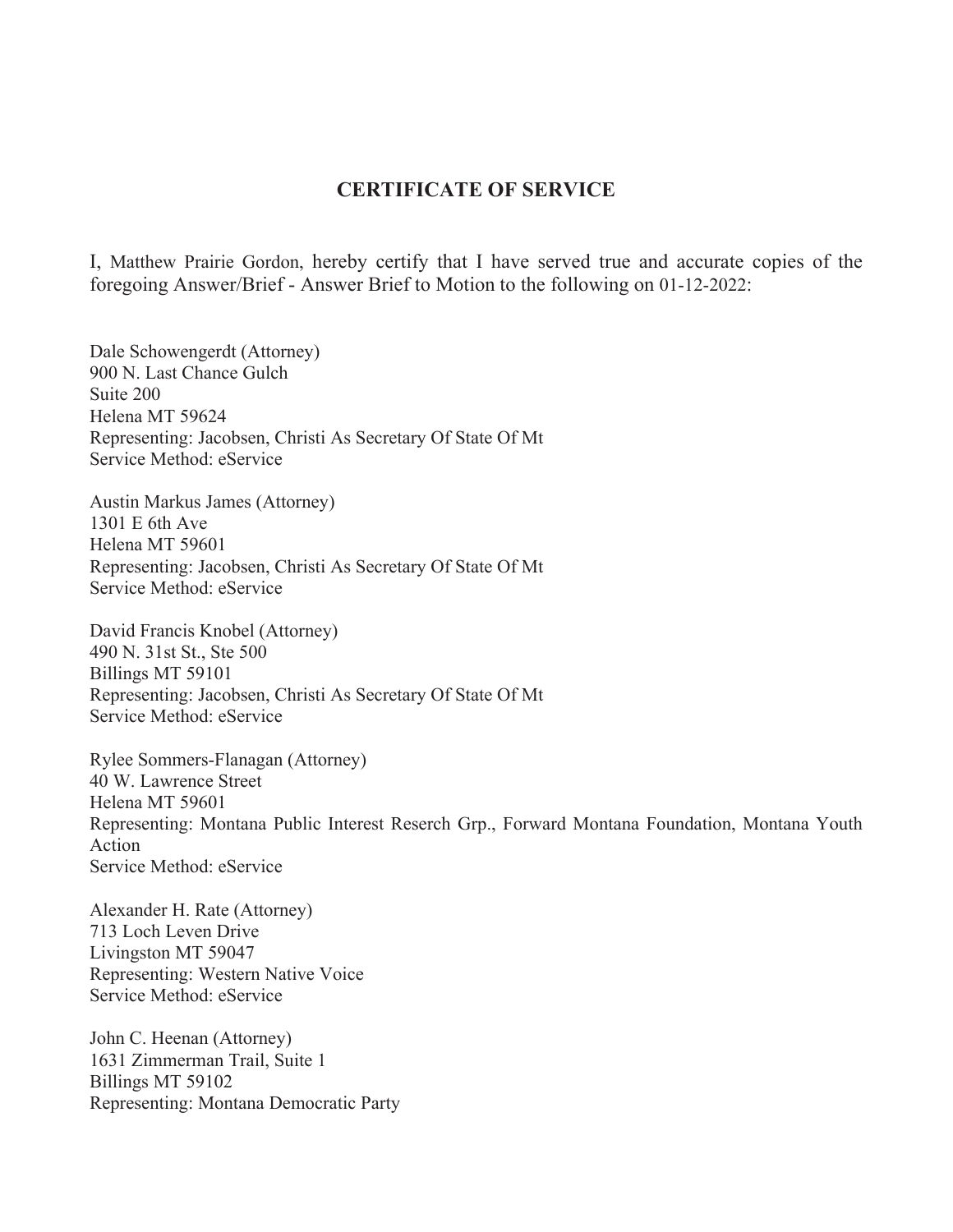# CERTIFICATE OF SERVICE

I, Matthew Prairie Gordon, hereby certify that I have served true and accurate copies of the foregoing Answer/Brief - Answer Brief to Motion to the following on 01-12-2022:

Dale Schowengerdt (Attorney)
900 N. Last Chance Gulch
Suite 200
Helena MT 59624
Representing: Jacobsen, Christi As Secretary Of State Of Mt
Service Method: eService

Austin Markus James (Attorney)
1301 E 6th Ave
Helena MT 59601
Representing: Jacobsen, Christi As Secretary Of State Of Mt
Service Method: eService

David Francis Knobel (Attorney)
490 N. 31st St., Ste 500
Billings MT 59101
Representing: Jacobsen, Christi As Secretary Of State Of Mt
Service Method: eService

Rylee Sommers-Flanagan (Attorney)
40 W. Lawrence Street
Helena MT 59601
Representing: Montana Public Interest Reserch Grp., Forward Montana Foundation, Montana Youth Action
Service Method: eService

Alexander H. Rate (Attorney)
713 Loch Leven Drive
Livingston MT 59047
Representing: Western Native Voice
Service Method: eService

John C. Heenan (Attorney)
1631 Zimmerman Trail, Suite 1
Billings MT 59102
Representing: Montana Democratic Party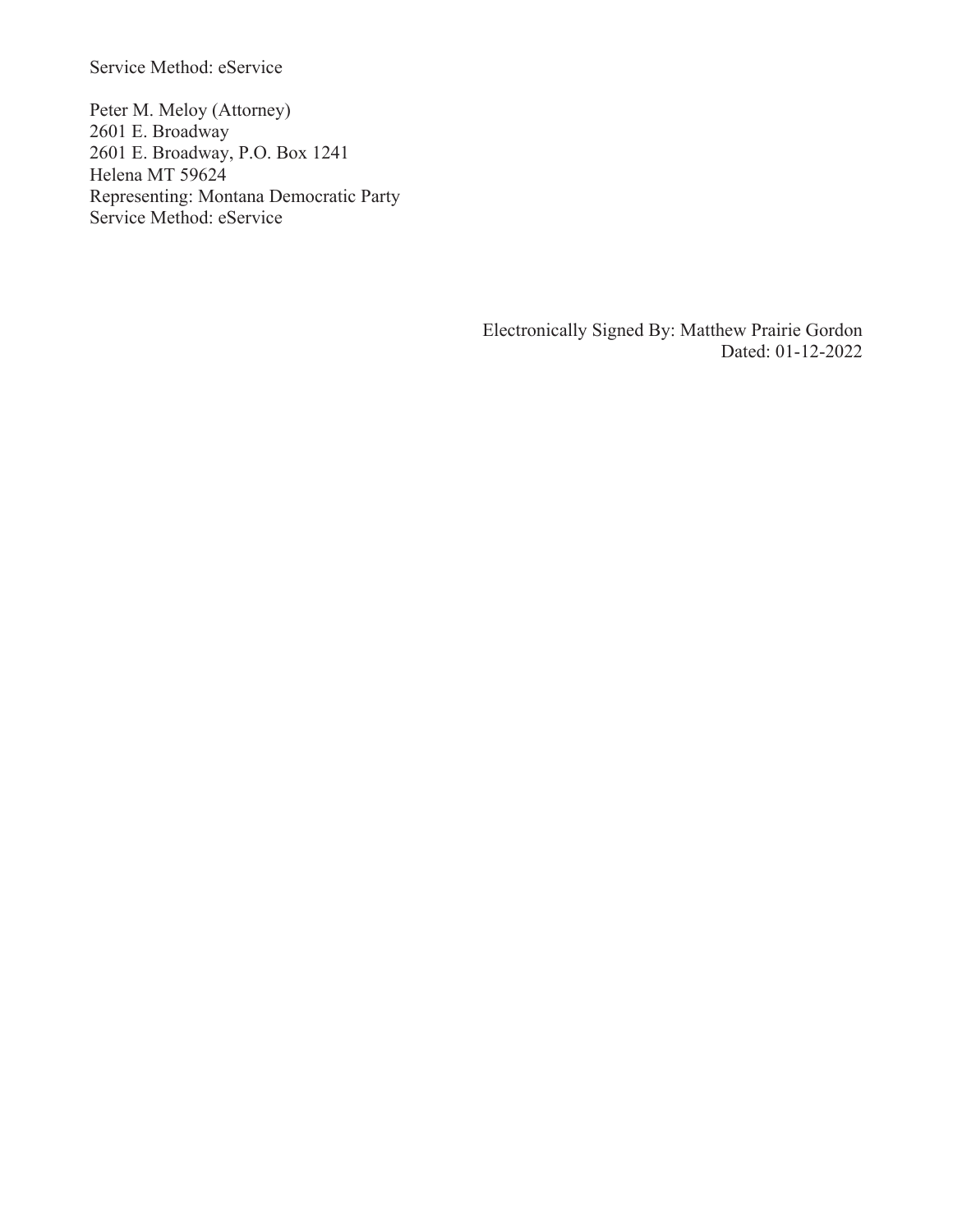Service Method: eService

Peter M. Meloy (Attorney)
2601 E. Broadway
2601 E. Broadway, P.O. Box 1241
Helena MT 59624
Representing: Montana Democratic Party
Service Method: eService

Electronically Signed By: Matthew Prairie Gordon
Dated: 01-12-2022